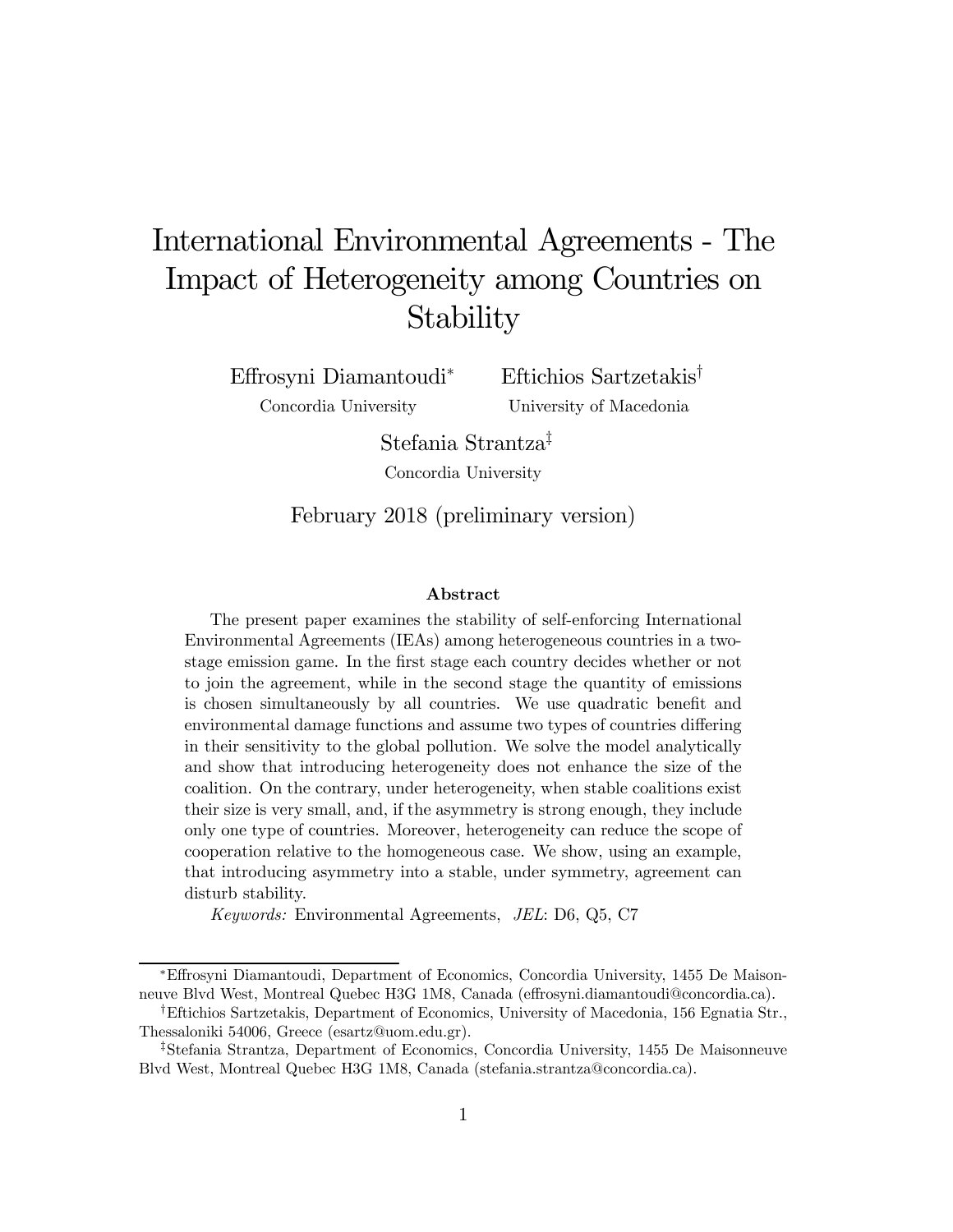# International Environmental Agreements - The Impact of Heterogeneity among Countries on Stability

Effrosyni Diamantoudi[*] — Concordia University

Eftichios Sartzetakis[†] — University of Macedonia

Stefania Strantza[‡] — Concordia University

February 2018 (preliminary version)

### Abstract

The present paper examines the stability of self-enforcing International Environmental Agreements (IEAs) among heterogeneous countries in a two-stage emission game. In the first stage each country decides whether or not to join the agreement, while in the second stage the quantity of emissions is chosen simultaneously by all countries. We use quadratic benefit and environmental damage functions and assume two types of countries differing in their sensitivity to the global pollution. We solve the model analytically and show that introducing heterogeneity does not enhance the size of the coalition. On the contrary, under heterogeneity, when stable coalitions exist their size is very small, and, if the asymmetry is strong enough, they include only one type of countries. Moreover, heterogeneity can reduce the scope of cooperation relative to the homogeneous case. We show, using an example, that introducing asymmetry into a stable, under symmetry, agreement can disturb stability.

*Keywords:* Environmental Agreements, *JEL*: D6, Q5, C7

---

[*] Effrosyni Diamantoudi, Department of Economics, Concordia University, 1455 De Maisonneuve Blvd West, Montreal Quebec H3G 1M8, Canada (effrosyni.diamantoudi@concordia.ca).

[†] Eftichios Sartzetakis, Department of Economics, University of Macedonia, 156 Egnatia Str., Thessaloniki 54006, Greece (esartz@uom.edu.gr).

[‡] Stefania Strantza, Department of Economics, Concordia University, 1455 De Maisonneuve Blvd West, Montreal Quebec H3G 1M8, Canada (stefania.strantza@concordia.ca).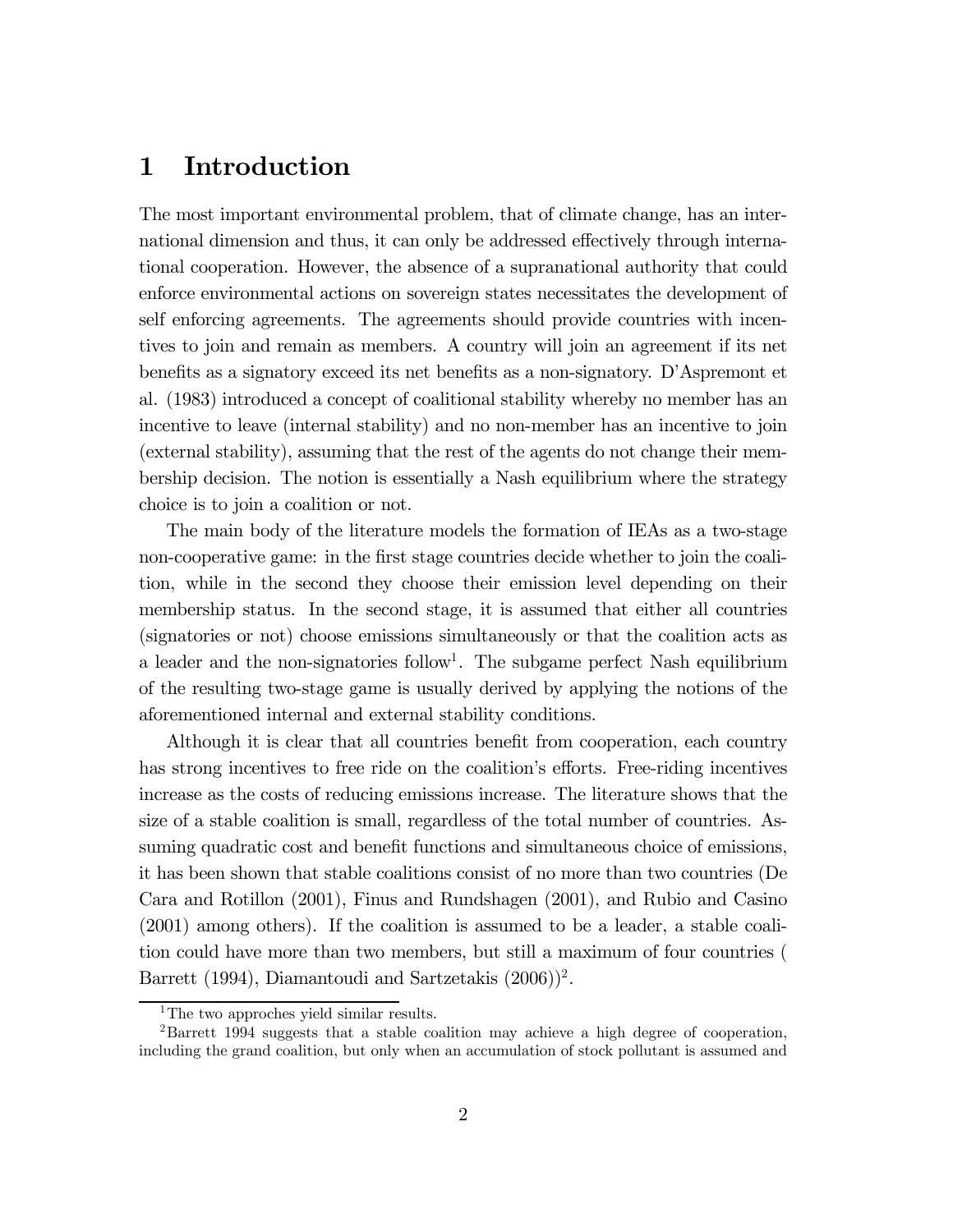# 1 Introduction

The most important environmental problem, that of climate change, has an international dimension and thus, it can only be addressed effectively through international cooperation. However, the absence of a supranational authority that could enforce environmental actions on sovereign states necessitates the development of self enforcing agreements. The agreements should provide countries with incentives to join and remain as members. A country will join an agreement if its net benefits as a signatory exceed its net benefits as a non-signatory. D'Aspremont et al. (1983) introduced a concept of coalitional stability whereby no member has an incentive to leave (internal stability) and no non-member has an incentive to join (external stability), assuming that the rest of the agents do not change their membership decision. The notion is essentially a Nash equilibrium where the strategy choice is to join a coalition or not.

The main body of the literature models the formation of IEAs as a two-stage non-cooperative game: in the first stage countries decide whether to join the coalition, while in the second they choose their emission level depending on their membership status. In the second stage, it is assumed that either all countries (signatories or not) choose emissions simultaneously or that the coalition acts as a leader and the non-signatories follow[1]. The subgame perfect Nash equilibrium of the resulting two-stage game is usually derived by applying the notions of the aforementioned internal and external stability conditions.

Although it is clear that all countries benefit from cooperation, each country has strong incentives to free ride on the coalition's efforts. Free-riding incentives increase as the costs of reducing emissions increase. The literature shows that the size of a stable coalition is small, regardless of the total number of countries. Assuming quadratic cost and benefit functions and simultaneous choice of emissions, it has been shown that stable coalitions consist of no more than two countries (De Cara and Rotillon (2001), Finus and Rundshagen (2001), and Rubio and Casino (2001) among others). If the coalition is assumed to be a leader, a stable coalition could have more than two members, but still a maximum of four countries ( Barrett (1994), Diamantoudi and Sartzetakis (2006))[2].

[1] The two approches yield similar results.

[2] Barrett 1994 suggests that a stable coalition may achieve a high degree of cooperation, including the grand coalition, but only when an accumulation of stock pollutant is assumed and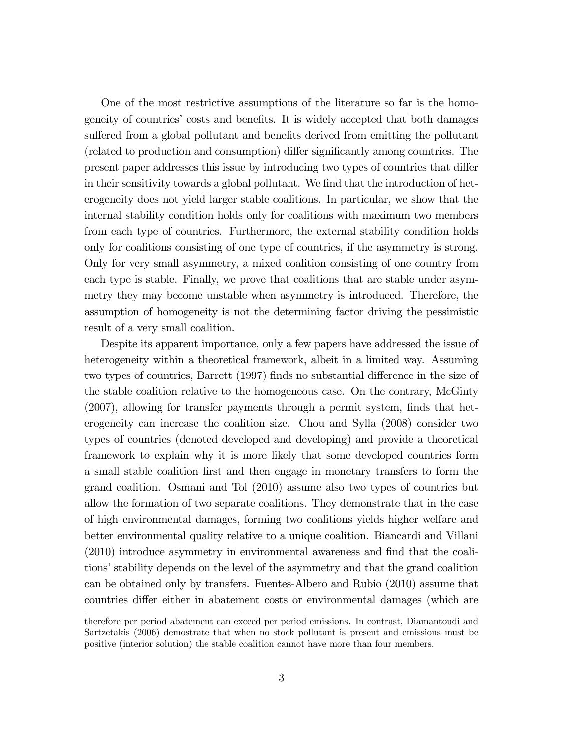One of the most restrictive assumptions of the literature so far is the homogeneity of countries' costs and benefits. It is widely accepted that both damages suffered from a global pollutant and benefits derived from emitting the pollutant (related to production and consumption) differ significantly among countries. The present paper addresses this issue by introducing two types of countries that differ in their sensitivity towards a global pollutant. We find that the introduction of heterogeneity does not yield larger stable coalitions. In particular, we show that the internal stability condition holds only for coalitions with maximum two members from each type of countries. Furthermore, the external stability condition holds only for coalitions consisting of one type of countries, if the asymmetry is strong. Only for very small asymmetry, a mixed coalition consisting of one country from each type is stable. Finally, we prove that coalitions that are stable under asymmetry they may become unstable when asymmetry is introduced. Therefore, the assumption of homogeneity is not the determining factor driving the pessimistic result of a very small coalition.

Despite its apparent importance, only a few papers have addressed the issue of heterogeneity within a theoretical framework, albeit in a limited way. Assuming two types of countries, Barrett (1997) finds no substantial difference in the size of the stable coalition relative to the homogeneous case. On the contrary, McGinty (2007), allowing for transfer payments through a permit system, finds that heterogeneity can increase the coalition size. Chou and Sylla (2008) consider two types of countries (denoted developed and developing) and provide a theoretical framework to explain why it is more likely that some developed countries form a small stable coalition first and then engage in monetary transfers to form the grand coalition. Osmani and Tol (2010) assume also two types of countries but allow the formation of two separate coalitions. They demonstrate that in the case of high environmental damages, forming two coalitions yields higher welfare and better environmental quality relative to a unique coalition. Biancardi and Villani (2010) introduce asymmetry in environmental awareness and find that the coalitions' stability depends on the level of the asymmetry and that the grand coalition can be obtained only by transfers. Fuentes-Albero and Rubio (2010) assume that countries differ either in abatement costs or environmental damages (which are

therefore per period abatement can exceed per period emissions. In contrast, Diamantoudi and Sartzetakis (2006) demostrate that when no stock pollutant is present and emissions must be positive (interior solution) the stable coalition cannot have more than four members.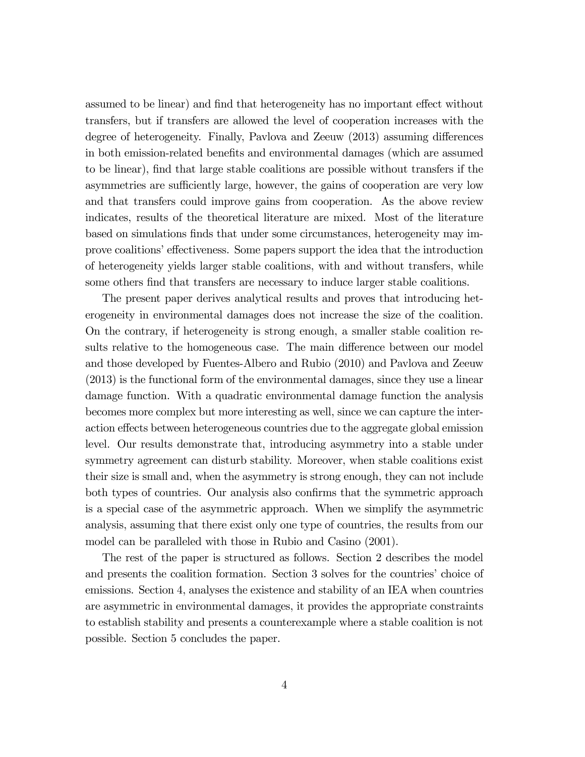assumed to be linear) and find that heterogeneity has no important effect without transfers, but if transfers are allowed the level of cooperation increases with the degree of heterogeneity. Finally, Pavlova and Zeeuw (2013) assuming differences in both emission-related benefits and environmental damages (which are assumed to be linear), find that large stable coalitions are possible without transfers if the asymmetries are sufficiently large, however, the gains of cooperation are very low and that transfers could improve gains from cooperation. As the above review indicates, results of the theoretical literature are mixed. Most of the literature based on simulations finds that under some circumstances, heterogeneity may improve coalitions' effectiveness. Some papers support the idea that the introduction of heterogeneity yields larger stable coalitions, with and without transfers, while some others find that transfers are necessary to induce larger stable coalitions.

The present paper derives analytical results and proves that introducing heterogeneity in environmental damages does not increase the size of the coalition. On the contrary, if heterogeneity is strong enough, a smaller stable coalition results relative to the homogeneous case. The main difference between our model and those developed by Fuentes-Albero and Rubio (2010) and Pavlova and Zeeuw (2013) is the functional form of the environmental damages, since they use a linear damage function. With a quadratic environmental damage function the analysis becomes more complex but more interesting as well, since we can capture the interaction effects between heterogeneous countries due to the aggregate global emission level. Our results demonstrate that, introducing asymmetry into a stable under symmetry agreement can disturb stability. Moreover, when stable coalitions exist their size is small and, when the asymmetry is strong enough, they can not include both types of countries. Our analysis also confirms that the symmetric approach is a special case of the asymmetric approach. When we simplify the asymmetric analysis, assuming that there exist only one type of countries, the results from our model can be paralleled with those in Rubio and Casino (2001).

The rest of the paper is structured as follows. Section 2 describes the model and presents the coalition formation. Section 3 solves for the countries' choice of emissions. Section 4, analyses the existence and stability of an IEA when countries are asymmetric in environmental damages, it provides the appropriate constraints to establish stability and presents a counterexample where a stable coalition is not possible. Section 5 concludes the paper.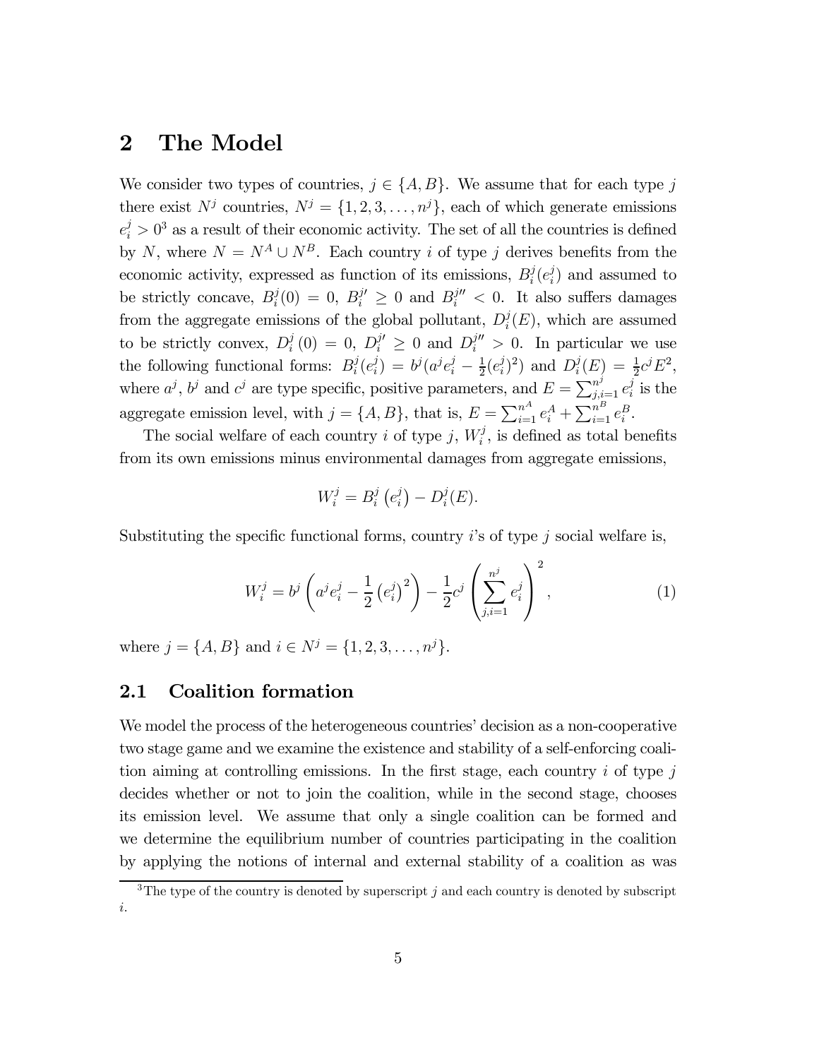## 2 The Model

We consider two types of countries, $j \in \{A, B\}$. We assume that for each type $j$ there exist $N^j$ countries, $N^j = \{1, 2, 3, \ldots, n^j\}$, each of which generate emissions $e_i^j > 0$[3] as a result of their economic activity. The set of all the countries is defined by $N$, where $N = N^A \cup N^B$. Each country $i$ of type $j$ derives benefits from the economic activity, expressed as function of its emissions, $B_i^j(e_i^j)$ and assumed to be strictly concave, $B_i^j(0) = 0$, $B_i^{j\prime} \geq 0$ and $B_i^{j\prime\prime} < 0$. It also suffers damages from the aggregate emissions of the global pollutant, $D_i^j(E)$, which are assumed to be strictly convex, $D_i^j(0) = 0$, $D_i^{j\prime} \geq 0$ and $D_i^{j\prime\prime} > 0$. In particular we use the following functional forms: $B_i^j(e_i^j) = b^j(a^j e_i^j - \frac{1}{2}(e_i^j)^2)$ and $D_i^j(E) = \frac{1}{2}c^j E^2$, where $a^j$, $b^j$ and $c^j$ are type specific, positive parameters, and $E = \sum_{j,i=1}^{n^j} e_i^j$ is the aggregate emission level, with $j = \{A, B\}$, that is, $E = \sum_{i=1}^{n^A} e_i^A + \sum_{i=1}^{n^B} e_i^B$.

The social welfare of each country $i$ of type $j$, $W_i^j$, is defined as total benefits from its own emissions minus environmental damages from aggregate emissions,

$$W_i^j = B_i^j\left(e_i^j\right) - D_i^j(E).$$

Substituting the specific functional forms, country $i$'s of type $j$ social welfare is,

$$W_i^j = b^j\left(a^j e_i^j - \frac{1}{2}\left(e_i^j\right)^2\right) - \frac{1}{2}c^j\left(\sum_{j,i=1}^{n^j} e_i^j\right)^2, \tag{1}$$

where $j = \{A, B\}$ and $i \in N^j = \{1, 2, 3, \ldots, n^j\}$.

### 2.1 Coalition formation

We model the process of the heterogeneous countries' decision as a non-cooperative two stage game and we examine the existence and stability of a self-enforcing coalition aiming at controlling emissions. In the first stage, each country $i$ of type $j$ decides whether or not to join the coalition, while in the second stage, chooses its emission level. We assume that only a single coalition can be formed and we determine the equilibrium number of countries participating in the coalition by applying the notions of internal and external stability of a coalition as was

[3] The type of the country is denoted by superscript $j$ and each country is denoted by subscript $i$.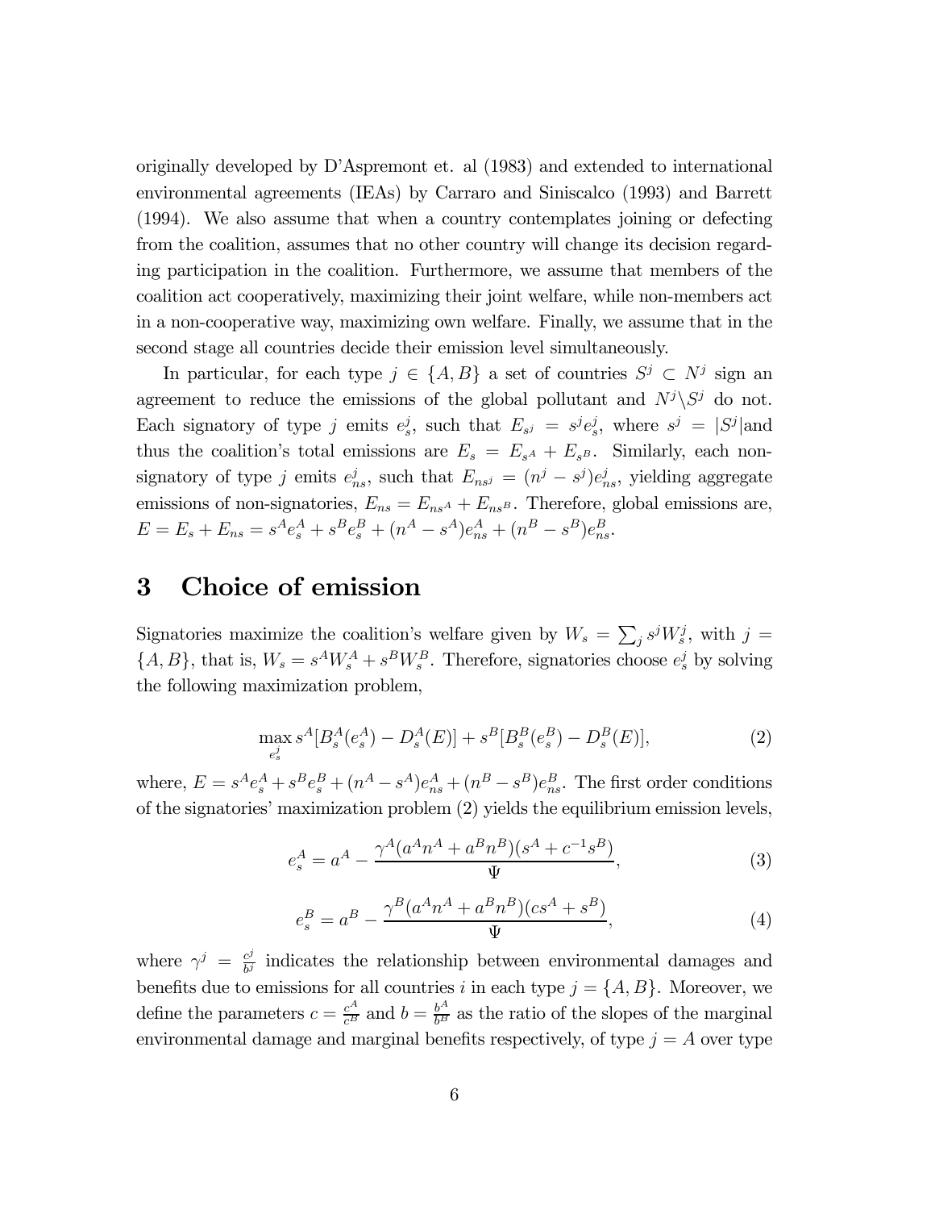originally developed by D'Aspremont et. al (1983) and extended to international environmental agreements (IEAs) by Carraro and Siniscalco (1993) and Barrett (1994). We also assume that when a country contemplates joining or defecting from the coalition, assumes that no other country will change its decision regarding participation in the coalition. Furthermore, we assume that members of the coalition act cooperatively, maximizing their joint welfare, while non-members act in a non-cooperative way, maximizing own welfare. Finally, we assume that in the second stage all countries decide their emission level simultaneously.

In particular, for each type $j \in \{A, B\}$ a set of countries $S^j \subset N^j$ sign an agreement to reduce the emissions of the global pollutant and $N^j \backslash S^j$ do not. Each signatory of type $j$ emits $e^j_s$, such that $E_{s^j} = s^j e^j_s$, where $s^j = |S^j|$and thus the coalition's total emissions are $E_s = E_{s^A} + E_{s^B}$. Similarly, each non-signatory of type $j$ emits $e^j_{ns}$, such that $E_{ns^j} = (n^j - s^j)e^j_{ns}$, yielding aggregate emissions of non-signatories, $E_{ns} = E_{ns^A} + E_{ns^B}$. Therefore, global emissions are, $E = E_s + E_{ns} = s^A e^A_s + s^B e^B_s + (n^A - s^A)e^A_{ns} + (n^B - s^B)e^B_{ns}$.

# 3 Choice of emission

Signatories maximize the coalition's welfare given by $W_s = \sum_j s^j W^j_s$, with $j = \{A, B\}$, that is, $W_s = s^A W^A_s + s^B W^B_s$. Therefore, signatories choose $e^j_s$ by solving the following maximization problem,

$$\max_{e^j_s} s^A[B^A_s(e^A_s) - D^A_s(E)] + s^B[B^B_s(e^B_s) - D^B_s(E)], \tag{2}$$

where, $E = s^A e^A_s + s^B e^B_s + (n^A - s^A)e^A_{ns} + (n^B - s^B)e^B_{ns}$. The first order conditions of the signatories' maximization problem (2) yields the equilibrium emission levels,

$$e^A_s = a^A - \frac{\gamma^A(a^A n^A + a^B n^B)(s^A + c^{-1}s^B)}{\Psi}, \tag{3}$$

$$e^B_s = a^B - \frac{\gamma^B(a^A n^A + a^B n^B)(cs^A + s^B)}{\Psi}, \tag{4}$$

where $\gamma^j = \frac{c^j}{b^j}$ indicates the relationship between environmental damages and benefits due to emissions for all countries $i$ in each type $j = \{A, B\}$. Moreover, we define the parameters $c = \frac{c^A}{c^B}$ and $b = \frac{b^A}{b^B}$ as the ratio of the slopes of the marginal environmental damage and marginal benefits respectively, of type $j = A$ over type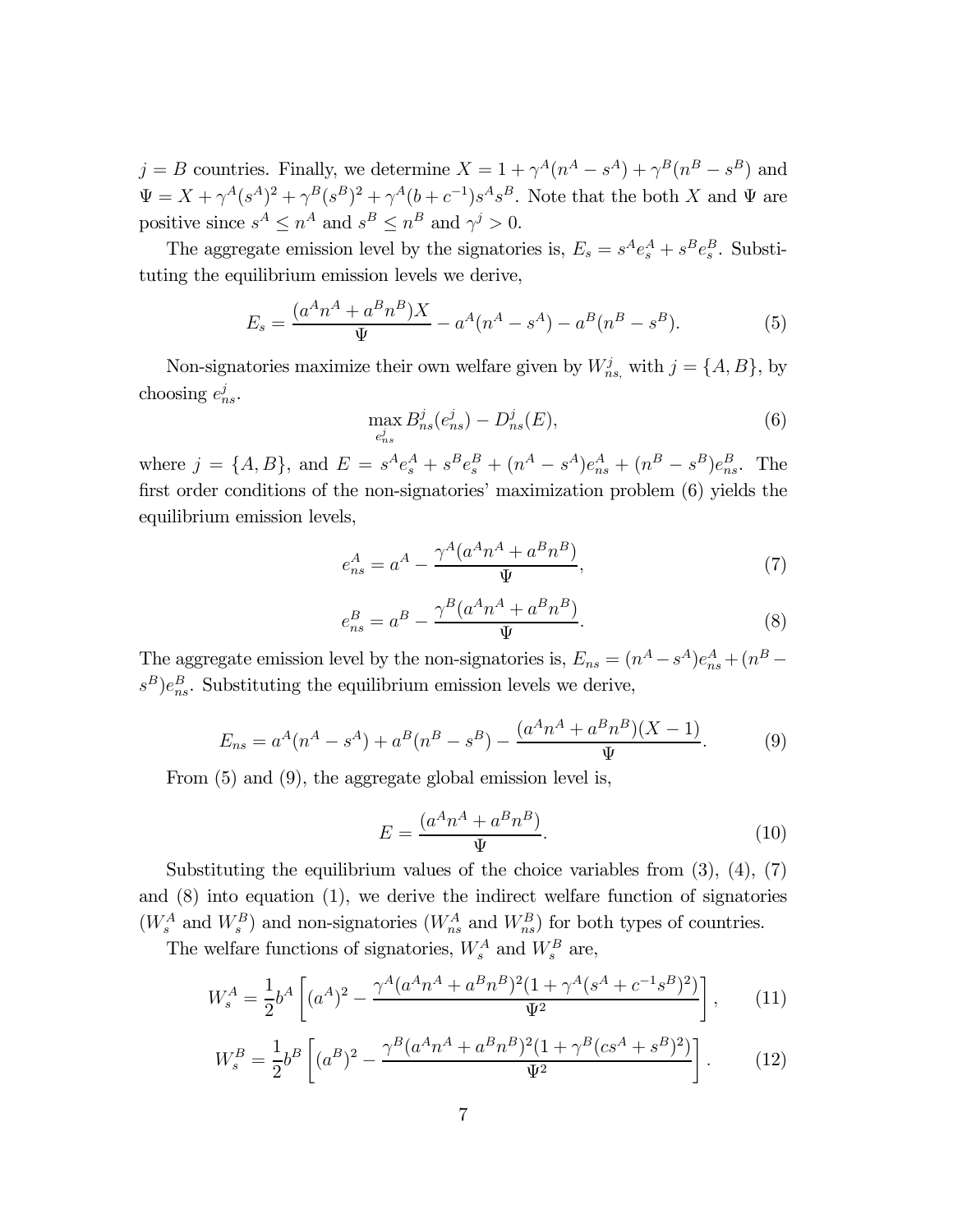$j = B$ countries. Finally, we determine $X = 1 + \gamma^A(n^A - s^A) + \gamma^B(n^B - s^B)$ and $\Psi = X + \gamma^A(s^A)^2 + \gamma^B(s^B)^2 + \gamma^A(b + c^{-1})s^A s^B$. Note that the both $X$ and $\Psi$ are positive since $s^A \leq n^A$ and $s^B \leq n^B$ and $\gamma^j > 0$.

The aggregate emission level by the signatories is, $E_s = s^A e_s^A + s^B e_s^B$. Substituting the equilibrium emission levels we derive,

$$E_s = \frac{(a^A n^A + a^B n^B)X}{\Psi} - a^A(n^A - s^A) - a^B(n^B - s^B). \tag{5}$$

Non-signatories maximize their own welfare given by $W_{ns,}^j$ with $j = \{A, B\}$, by choosing $e_{ns}^j$.

$$\max_{e_{ns}^j} B_{ns}^j(e_{ns}^j) - D_{ns}^j(E), \tag{6}$$

where $j = \{A, B\}$, and $E = s^A e_s^A + s^B e_s^B + (n^A - s^A)e_{ns}^A + (n^B - s^B)e_{ns}^B$. The first order conditions of the non-signatories' maximization problem (6) yields the equilibrium emission levels,

$$e_{ns}^A = a^A - \frac{\gamma^A(a^A n^A + a^B n^B)}{\Psi}, \tag{7}$$

$$e_{ns}^B = a^B - \frac{\gamma^B(a^A n^A + a^B n^B)}{\Psi}. \tag{8}$$

The aggregate emission level by the non-signatories is, $E_{ns} = (n^A - s^A)e_{ns}^A + (n^B - s^B)e_{ns}^B$. Substituting the equilibrium emission levels we derive,

$$E_{ns} = a^A(n^A - s^A) + a^B(n^B - s^B) - \frac{(a^A n^A + a^B n^B)(X - 1)}{\Psi}. \tag{9}$$

From (5) and (9), the aggregate global emission level is,

$$E = \frac{(a^A n^A + a^B n^B)}{\Psi}. \tag{10}$$

Substituting the equilibrium values of the choice variables from (3), (4), (7) and (8) into equation (1), we derive the indirect welfare function of signatories ($W_s^A$ and $W_s^B$) and non-signatories ($W_{ns}^A$ and $W_{ns}^B$) for both types of countries.

The welfare functions of signatories, $W_s^A$ and $W_s^B$ are,

$$W_s^A = \frac{1}{2}b^A \left[ (a^A)^2 - \frac{\gamma^A(a^A n^A + a^B n^B)^2(1 + \gamma^A(s^A + c^{-1}s^B)^2)}{\Psi^2} \right], \tag{11}$$

$$W_s^B = \frac{1}{2}b^B \left[ (a^B)^2 - \frac{\gamma^B(a^A n^A + a^B n^B)^2(1 + \gamma^B(cs^A + s^B)^2)}{\Psi^2} \right]. \tag{12}$$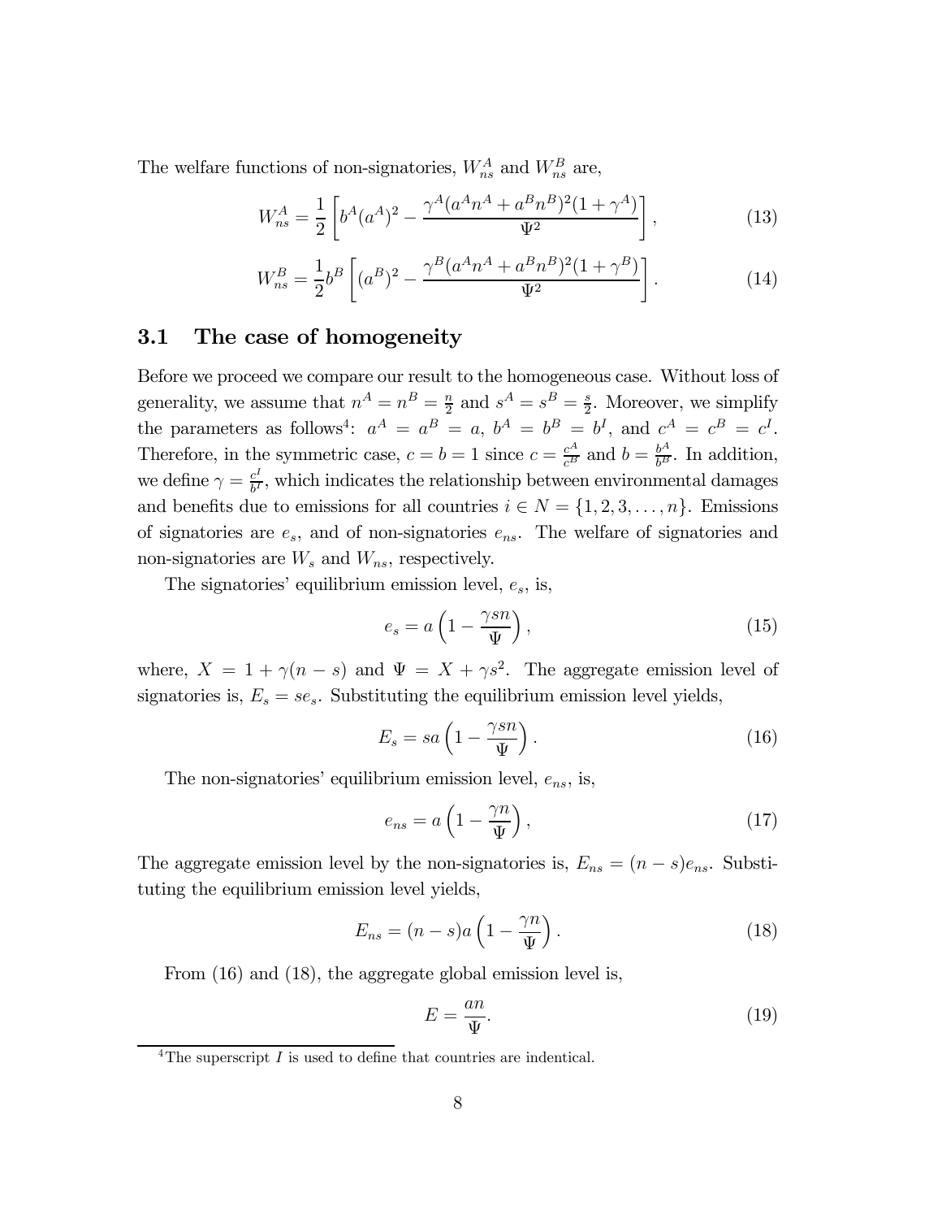The welfare functions of non-signatories, $W_{ns}^A$ and $W_{ns}^B$ are,

$$W_{ns}^A = \frac{1}{2}\left[b^A(a^A)^2 - \frac{\gamma^A(a^An^A + a^Bn^B)^2(1+\gamma^A)}{\Psi^2}\right], \tag{13}$$

$$W_{ns}^B = \frac{1}{2}b^B\left[(a^B)^2 - \frac{\gamma^B(a^An^A + a^Bn^B)^2(1+\gamma^B)}{\Psi^2}\right]. \tag{14}$$

## 3.1 The case of homogeneity

Before we proceed we compare our result to the homogeneous case. Without loss of generality, we assume that $n^A = n^B = \frac{n}{2}$ and $s^A = s^B = \frac{s}{2}$. Moreover, we simplify the parameters as follows[4]: $a^A = a^B = a$, $b^A = b^B = b^I$, and $c^A = c^B = c^I$. Therefore, in the symmetric case, $c = b = 1$ since $c = \frac{c^A}{c^B}$ and $b = \frac{b^A}{b^B}$. In addition, we define $\gamma = \frac{c^I}{b^I}$, which indicates the relationship between environmental damages and benefits due to emissions for all countries $i \in N = \{1, 2, 3, \ldots, n\}$. Emissions of signatories are $e_s$, and of non-signatories $e_{ns}$. The welfare of signatories and non-signatories are $W_s$ and $W_{ns}$, respectively.

The signatories' equilibrium emission level, $e_s$, is,

$$e_s = a\left(1 - \frac{\gamma sn}{\Psi}\right), \tag{15}$$

where, $X = 1 + \gamma(n - s)$ and $\Psi = X + \gamma s^2$. The aggregate emission level of signatories is, $E_s = se_s$. Substituting the equilibrium emission level yields,

$$E_s = sa\left(1 - \frac{\gamma sn}{\Psi}\right). \tag{16}$$

The non-signatories' equilibrium emission level, $e_{ns}$, is,

$$e_{ns} = a\left(1 - \frac{\gamma n}{\Psi}\right), \tag{17}$$

The aggregate emission level by the non-signatories is, $E_{ns} = (n - s)e_{ns}$. Substituting the equilibrium emission level yields,

$$E_{ns} = (n - s)a\left(1 - \frac{\gamma n}{\Psi}\right). \tag{18}$$

From (16) and (18), the aggregate global emission level is,

$$E = \frac{an}{\Psi}. \tag{19}$$

[4] The superscript $I$ is used to define that countries are indentical.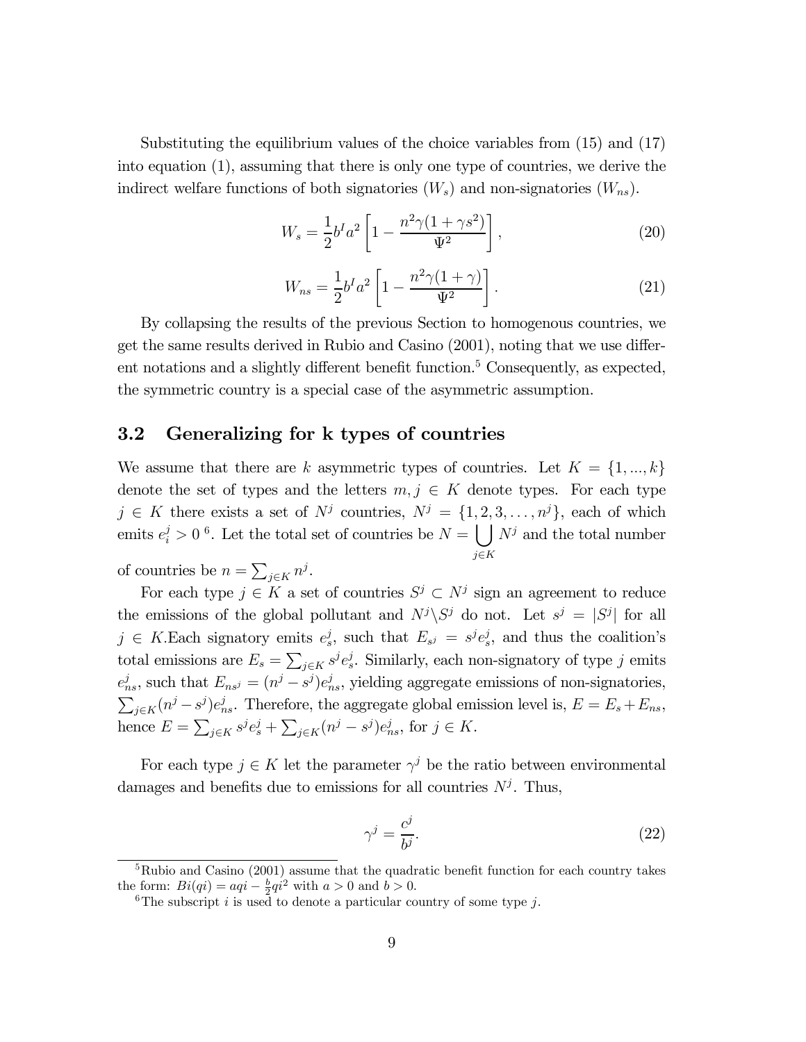Substituting the equilibrium values of the choice variables from (15) and (17) into equation (1), assuming that there is only one type of countries, we derive the indirect welfare functions of both signatories ($W_s$) and non-signatories ($W_{ns}$).

$$W_s = \frac{1}{2} b^I a^2 \left[ 1 - \frac{n^2 \gamma (1 + \gamma s^2)}{\Psi^2} \right], \tag{20}$$

$$W_{ns} = \frac{1}{2} b^I a^2 \left[ 1 - \frac{n^2 \gamma (1 + \gamma)}{\Psi^2} \right]. \tag{21}$$

By collapsing the results of the previous Section to homogenous countries, we get the same results derived in Rubio and Casino (2001), noting that we use different notations and a slightly different benefit function.[5] Consequently, as expected, the symmetric country is a special case of the asymmetric assumption.

### 3.2 Generalizing for k types of countries

We assume that there are $k$ asymmetric types of countries. Let $K = \{1, ..., k\}$ denote the set of types and the letters $m, j \in K$ denote types. For each type $j \in K$ there exists a set of $N^j$ countries, $N^j = \{1, 2, 3, \ldots, n^j\}$, each of which emits $e_i^j > 0$ [6]. Let the total set of countries be $N = \bigcup_{j \in K} N^j$ and the total number of countries be $n = \sum_{j \in K} n^j$.

For each type $j \in K$ a set of countries $S^j \subset N^j$ sign an agreement to reduce the emissions of the global pollutant and $N^j \backslash S^j$ do not. Let $s^j = |S^j|$ for all $j \in K$.Each signatory emits $e_s^j$, such that $E_{s^j} = s^j e_s^j$, and thus the coalition's total emissions are $E_s = \sum_{j \in K} s^j e_s^j$. Similarly, each non-signatory of type $j$ emits $e_{ns}^j$, such that $E_{ns^j} = (n^j - s^j) e_{ns}^j$, yielding aggregate emissions of non-signatories, $\sum_{j \in K} (n^j - s^j) e_{ns}^j$. Therefore, the aggregate global emission level is, $E = E_s + E_{ns}$, hence $E = \sum_{j \in K} s^j e_s^j + \sum_{j \in K} (n^j - s^j) e_{ns}^j$, for $j \in K$.

For each type $j \in K$ let the parameter $\gamma^j$ be the ratio between environmental damages and benefits due to emissions for all countries $N^j$. Thus,

$$\gamma^j = \frac{c^j}{b^j}. \tag{22}$$

---

[5] Rubio and Casino (2001) assume that the quadratic benefit function for each country takes the form: $Bi(qi) = aqi - \frac{b}{2} qi^2$ with $a > 0$ and $b > 0$.

[6] The subscript $i$ is used to denote a particular country of some type $j$.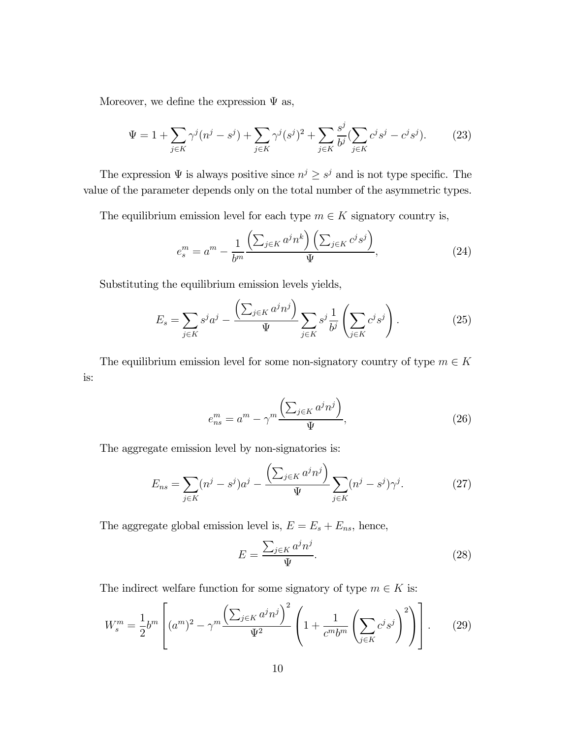Moreover, we define the expression $\Psi$ as,

$$\Psi = 1 + \sum_{j\in K} \gamma^j (n^j - s^j) + \sum_{j\in K} \gamma^j (s^j)^2 + \sum_{j\in K} \frac{s^j}{b^j} (\sum_{j\in K} c^j s^j - c^j s^j). \tag{23}$$

The expression $\Psi$ is always positive since $n^j \geq s^j$ and is not type specific. The value of the parameter depends only on the total number of the asymmetric types.

The equilibrium emission level for each type $m \in K$ signatory country is,

$$e_s^m = a^m - \frac{1}{b^m} \frac{\left(\sum_{j\in K} a^j n^k\right)\left(\sum_{j\in K} c^j s^j\right)}{\Psi}, \tag{24}$$

Substituting the equilibrium emission levels yields,

$$E_s = \sum_{j\in K} s^j a^j - \frac{\left(\sum_{j\in K} a^j n^j\right)}{\Psi} \sum_{j\in K} s^j \frac{1}{b^j} \left(\sum_{j\in K} c^j s^j\right). \tag{25}$$

The equilibrium emission level for some non-signatory country of type $m \in K$ is:

$$e_{ns}^m = a^m - \gamma^m \frac{\left(\sum_{j\in K} a^j n^j\right)}{\Psi}, \tag{26}$$

The aggregate emission level by non-signatories is:

$$E_{ns} = \sum_{j\in K} (n^j - s^j) a^j - \frac{\left(\sum_{j\in K} a^j n^j\right)}{\Psi} \sum_{j\in K} (n^j - s^j) \gamma^j. \tag{27}$$

The aggregate global emission level is, $E = E_s + E_{ns}$, hence,

$$E = \frac{\sum_{j\in K} a^j n^j}{\Psi}. \tag{28}$$

The indirect welfare function for some signatory of type $m \in K$ is:

$$W_s^m = \frac{1}{2} b^m \left[ (a^m)^2 - \gamma^m \frac{\left(\sum_{j\in K} a^j n^j\right)^2}{\Psi^2} \left(1 + \frac{1}{c^m b^m} \left(\sum_{j\in K} c^j s^j\right)^2\right)\right]. \tag{29}$$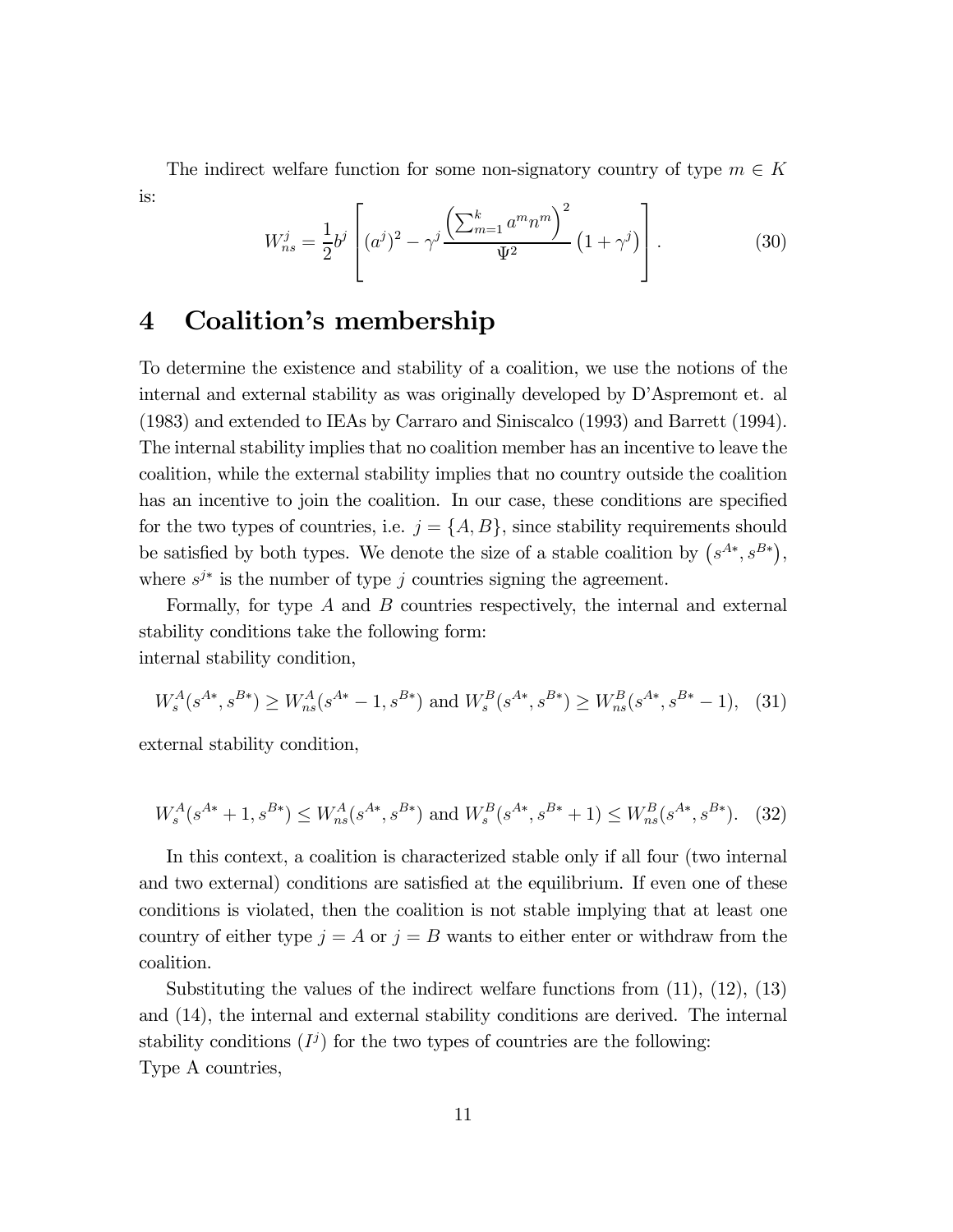The indirect welfare function for some non-signatory country of type $m \in K$ is:

$$W_{ns}^j = \frac{1}{2} b^j \left[ (a^j)^2 - \gamma^j \frac{\left( \sum_{m=1}^k a^m n^m \right)^2}{\Psi^2} \left( 1 + \gamma^j \right) \right]. \tag{30}$$

# 4 Coalition's membership

To determine the existence and stability of a coalition, we use the notions of the internal and external stability as was originally developed by D'Aspremont et. al (1983) and extended to IEAs by Carraro and Siniscalco (1993) and Barrett (1994). The internal stability implies that no coalition member has an incentive to leave the coalition, while the external stability implies that no country outside the coalition has an incentive to join the coalition. In our case, these conditions are specified for the two types of countries, i.e. $j = \{A, B\}$, since stability requirements should be satisfied by both types. We denote the size of a stable coalition by $\left(s^{A*}, s^{B*}\right)$, where $s^{j*}$ is the number of type $j$ countries signing the agreement.

Formally, for type $A$ and $B$ countries respectively, the internal and external stability conditions take the following form:
internal stability condition,

$$W_s^A(s^{A*}, s^{B*}) \geq W_{ns}^A(s^{A*} - 1, s^{B*}) \text{ and } W_s^B(s^{A*}, s^{B*}) \geq W_{ns}^B(s^{A*}, s^{B*} - 1), \tag{31}$$

external stability condition,

$$W_s^A(s^{A*} + 1, s^{B*}) \leq W_{ns}^A(s^{A*}, s^{B*}) \text{ and } W_s^B(s^{A*}, s^{B*} + 1) \leq W_{ns}^B(s^{A*}, s^{B*}). \tag{32}$$

In this context, a coalition is characterized stable only if all four (two internal and two external) conditions are satisfied at the equilibrium. If even one of these conditions is violated, then the coalition is not stable implying that at least one country of either type $j = A$ or $j = B$ wants to either enter or withdraw from the coalition.

Substituting the values of the indirect welfare functions from (11), (12), (13) and (14), the internal and external stability conditions are derived. The internal stability conditions ($I^j$) for the two types of countries are the following:
Type A countries,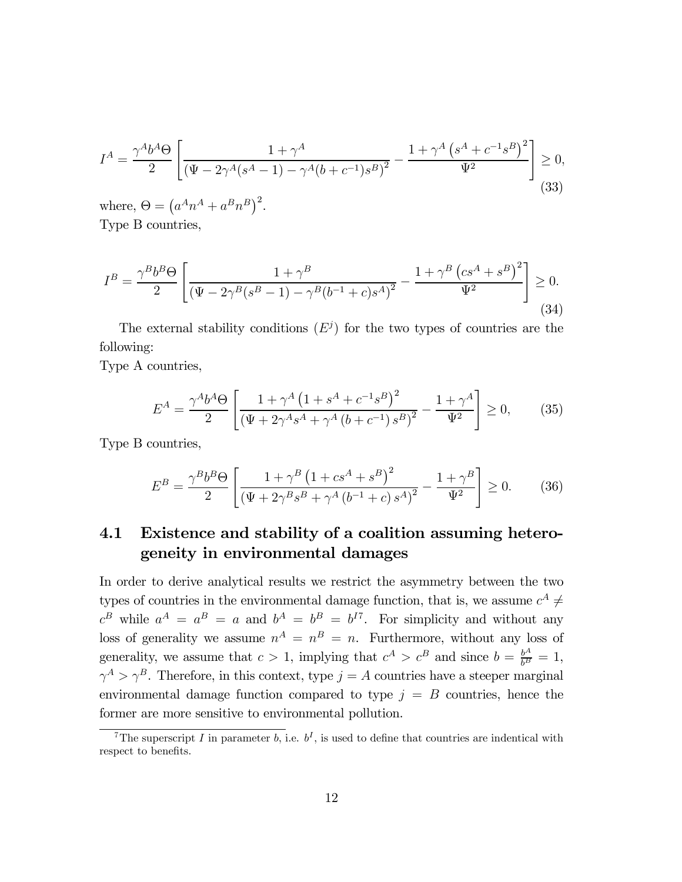$$I^A = \frac{\gamma^A b^A \Theta}{2} \left[ \frac{1+\gamma^A}{\left(\Psi - 2\gamma^A (s^A - 1) - \gamma^A (b + c^{-1}) s^B\right)^2} - \frac{1+\gamma^A \left(s^A + c^{-1} s^B\right)^2}{\Psi^2} \right] \geq 0, \tag{33}$$

where, $\Theta = \left(a^A n^A + a^B n^B\right)^2$.
Type B countries,

$$I^B = \frac{\gamma^B b^B \Theta}{2} \left[ \frac{1+\gamma^B}{\left(\Psi - 2\gamma^B (s^B - 1) - \gamma^B (b^{-1} + c) s^A\right)^2} - \frac{1+\gamma^B \left(c s^A + s^B\right)^2}{\Psi^2} \right] \geq 0. \tag{34}$$

The external stability conditions ($E^j$) for the two types of countries are the following:
Type A countries,

$$E^A = \frac{\gamma^A b^A \Theta}{2} \left[ \frac{1+\gamma^A \left(1 + s^A + c^{-1} s^B\right)^2}{\left(\Psi + 2\gamma^A s^A + \gamma^A \left(b + c^{-1}\right) s^B\right)^2} - \frac{1+\gamma^A}{\Psi^2} \right] \geq 0, \tag{35}$$

Type B countries,

$$E^B = \frac{\gamma^B b^B \Theta}{2} \left[ \frac{1+\gamma^B \left(1 + c s^A + s^B\right)^2}{\left(\Psi + 2\gamma^B s^B + \gamma^A \left(b^{-1} + c\right) s^A\right)^2} - \frac{1+\gamma^B}{\Psi^2} \right] \geq 0. \tag{36}$$

## 4.1 Existence and stability of a coalition assuming heterogeneity in environmental damages

In order to derive analytical results we restrict the asymmetry between the two types of countries in the environmental damage function, that is, we assume $c^A \neq c^B$ while $a^A = a^B = a$ and $b^A = b^B = b^I$[7]. For simplicity and without any loss of generality we assume $n^A = n^B = n$. Furthermore, without any loss of generality, we assume that $c > 1$, implying that $c^A > c^B$ and since $b = \frac{b^A}{b^B} = 1$, $\gamma^A > \gamma^B$. Therefore, in this context, type $j = A$ countries have a steeper marginal environmental damage function compared to type $j = B$ countries, hence the former are more sensitive to environmental pollution.

[7] The superscript $I$ in parameter $b$, i.e. $b^I$, is used to define that countries are indentical with respect to benefits.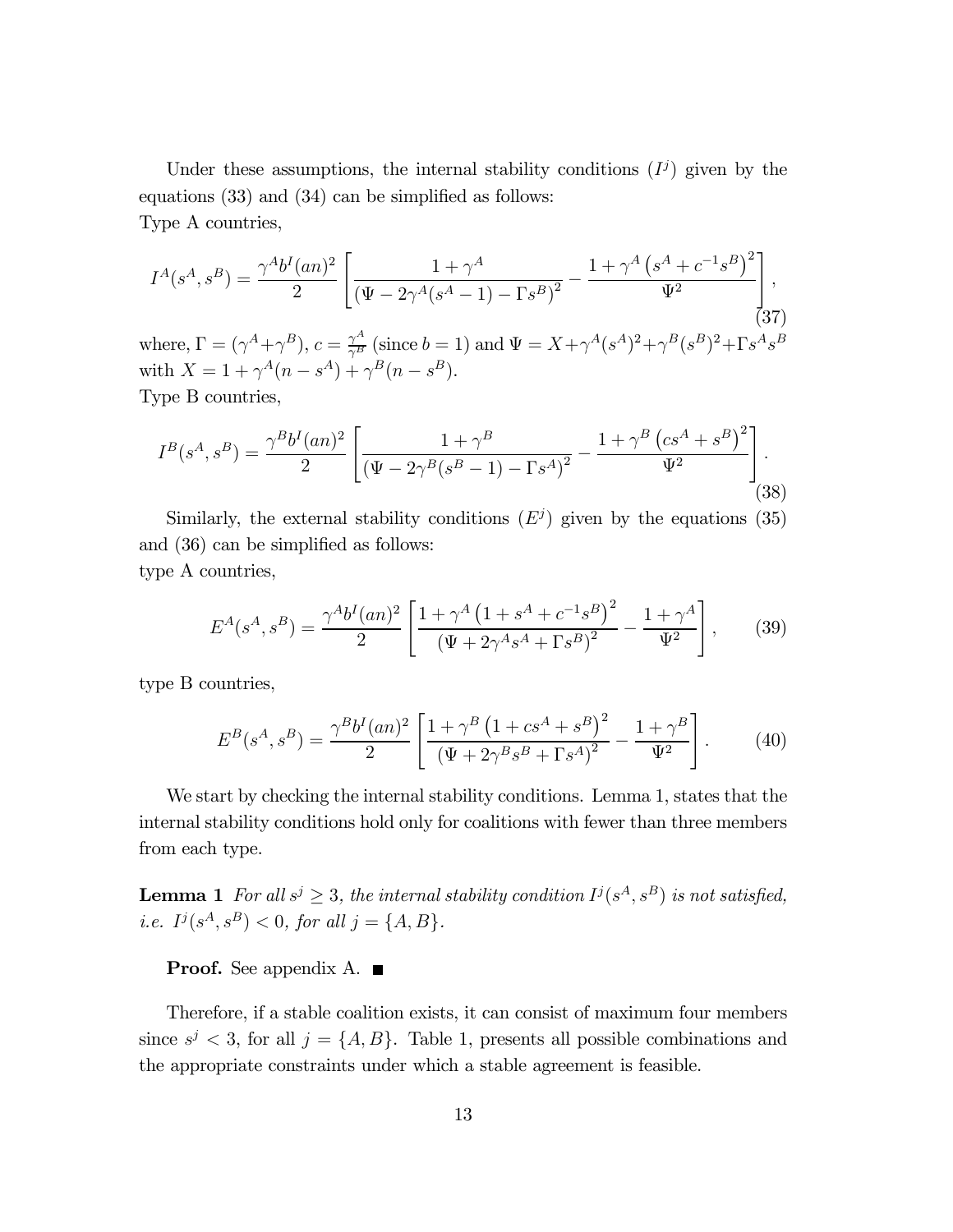Under these assumptions, the internal stability conditions $(I^j)$ given by the equations (33) and (34) can be simplified as follows:
Type A countries,

$$I^A(s^A, s^B) = \frac{\gamma^A b^I (an)^2}{2} \left[ \frac{1+\gamma^A}{\left(\Psi - 2\gamma^A(s^A-1) - \Gamma s^B\right)^2} - \frac{1+\gamma^A\left(s^A + c^{-1}s^B\right)^2}{\Psi^2} \right], \tag{37}$$

where, $\Gamma = (\gamma^A + \gamma^B)$, $c = \frac{\gamma^A}{\gamma^B}$ (since $b = 1$) and $\Psi = X + \gamma^A(s^A)^2 + \gamma^B(s^B)^2 + \Gamma s^A s^B$ with $X = 1 + \gamma^A(n - s^A) + \gamma^B(n - s^B)$.
Type B countries,

$$I^B(s^A, s^B) = \frac{\gamma^B b^I (an)^2}{2} \left[ \frac{1+\gamma^B}{\left(\Psi - 2\gamma^B(s^B-1) - \Gamma s^A\right)^2} - \frac{1+\gamma^B\left(cs^A + s^B\right)^2}{\Psi^2} \right]. \tag{38}$$

Similarly, the external stability conditions $(E^j)$ given by the equations (35) and (36) can be simplified as follows:
type A countries,

$$E^A(s^A, s^B) = \frac{\gamma^A b^I (an)^2}{2} \left[ \frac{1+\gamma^A\left(1 + s^A + c^{-1}s^B\right)^2}{\left(\Psi + 2\gamma^A s^A + \Gamma s^B\right)^2} - \frac{1+\gamma^A}{\Psi^2} \right], \tag{39}$$

type B countries,

$$E^B(s^A, s^B) = \frac{\gamma^B b^I (an)^2}{2} \left[ \frac{1+\gamma^B\left(1 + cs^A + s^B\right)^2}{\left(\Psi + 2\gamma^B s^B + \Gamma s^A\right)^2} - \frac{1+\gamma^B}{\Psi^2} \right]. \tag{40}$$

We start by checking the internal stability conditions. Lemma 1, states that the internal stability conditions hold only for coalitions with fewer than three members from each type.

**Lemma 1** *For all $s^j \geq 3$, the internal stability condition $I^j(s^A, s^B)$ is not satisfied, i.e. $I^j(s^A, s^B) < 0$, for all $j = \{A, B\}$.*

**Proof.** See appendix A. ■

Therefore, if a stable coalition exists, it can consist of maximum four members since $s^j < 3$, for all $j = \{A, B\}$. Table 1, presents all possible combinations and the appropriate constraints under which a stable agreement is feasible.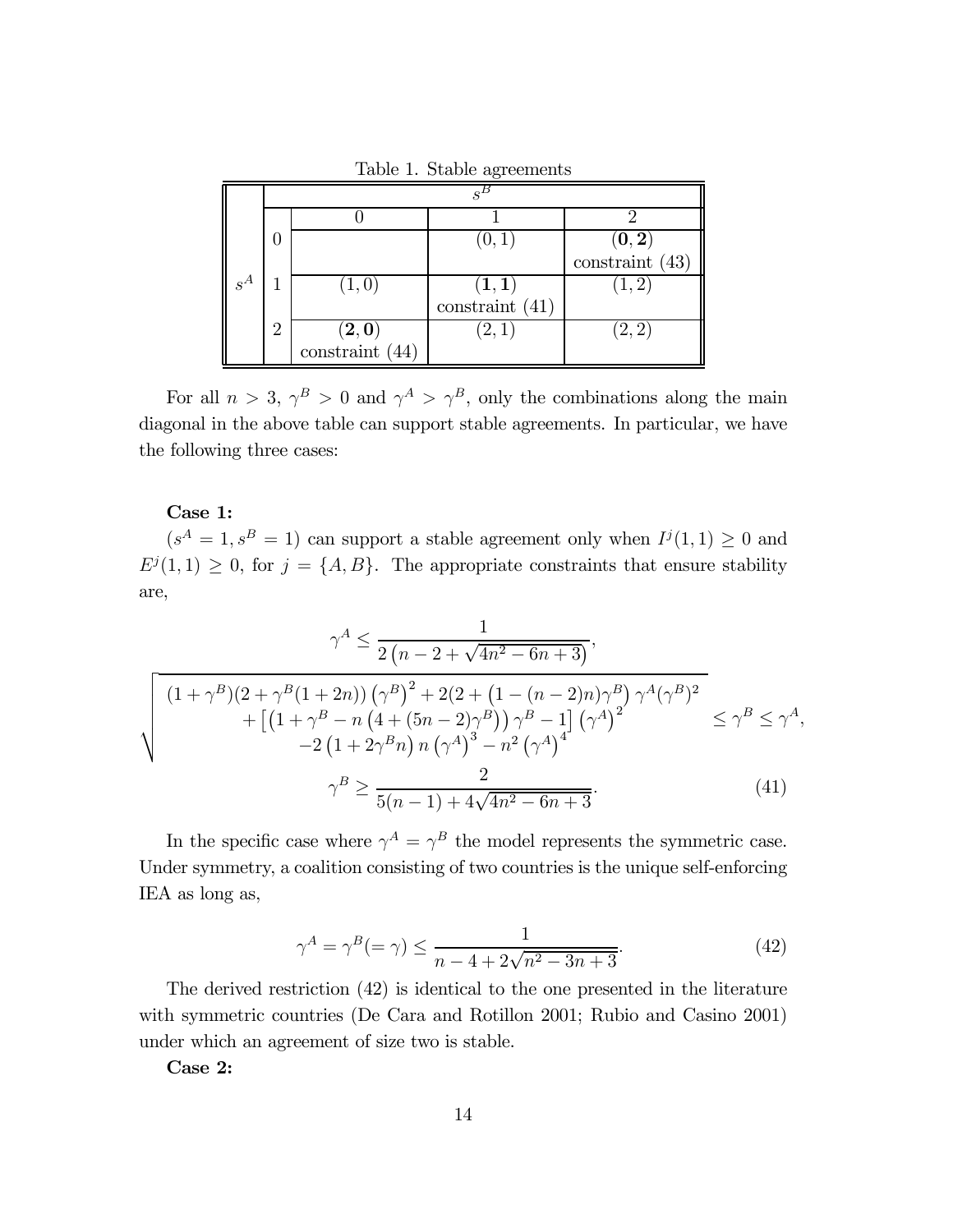Table 1. Stable agreements

| | | $s^B$ | | |
|---|---|---|---|---|
| | | 0 | 1 | 2 |
| $s^A$ | 0 | | $(0,1)$ | $(\mathbf{0},\mathbf{2})$ constraint (43) |
| | 1 | $(1,0)$ | $(\mathbf{1},\mathbf{1})$ constraint (41) | $(1,2)$ |
| | 2 | $(\mathbf{2},\mathbf{0})$ constraint (44) | $(2,1)$ | $(2,2)$ |

For all $n > 3$, $\gamma^B > 0$ and $\gamma^A > \gamma^B$, only the combinations along the main diagonal in the above table can support stable agreements. In particular, we have the following three cases:

**Case 1:**

$(s^A = 1, s^B = 1)$ can support a stable agreement only when $I^j(1,1) \geq 0$ and $E^j(1,1) \geq 0$, for $j = \{A, B\}$. The appropriate constraints that ensure stability are,

$$\gamma^A \leq \frac{1}{2\left(n - 2 + \sqrt{4n^2 - 6n + 3}\right)},$$

$$\sqrt{\begin{array}{c} (1+\gamma^B)(2+\gamma^B(1+2n))\left(\gamma^B\right)^2 + 2(2+\left(1-(n-2)n\right)\gamma^B)\,\gamma^A(\gamma^B)^2 \\ +\left[\left(1+\gamma^B - n\left(4+(5n-2)\gamma^B\right)\right)\gamma^B - 1\right]\left(\gamma^A\right)^2 \\ -2\left(1+2\gamma^B n\right)n\left(\gamma^A\right)^3 - n^2\left(\gamma^A\right)^4 \end{array}} \leq \gamma^B \leq \gamma^A,$$

$$\gamma^B \geq \frac{2}{5(n-1) + 4\sqrt{4n^2 - 6n + 3}}. \tag{41}$$

In the specific case where $\gamma^A = \gamma^B$ the model represents the symmetric case. Under symmetry, a coalition consisting of two countries is the unique self-enforcing IEA as long as,

$$\gamma^A = \gamma^B (= \gamma) \leq \frac{1}{n - 4 + 2\sqrt{n^2 - 3n + 3}}. \tag{42}$$

The derived restriction (42) is identical to the one presented in the literature with symmetric countries (De Cara and Rotillon 2001; Rubio and Casino 2001) under which an agreement of size two is stable.

**Case 2:**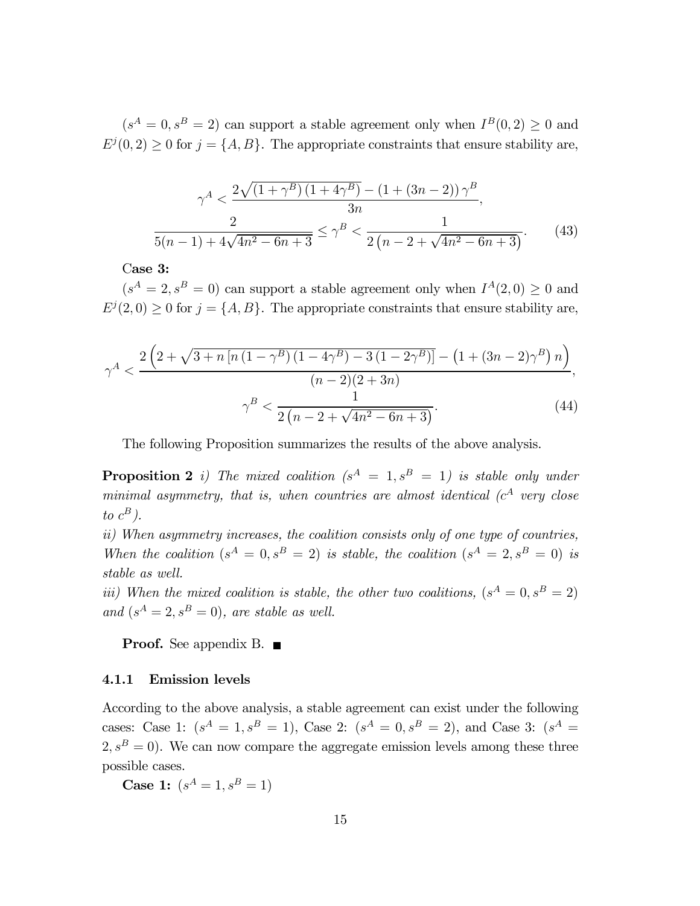$(s^A = 0, s^B = 2)$ can support a stable agreement only when $I^B(0,2) \geq 0$ and $E^j(0,2) \geq 0$ for $j = \{A, B\}$. The appropriate constraints that ensure stability are,

$$
\begin{gathered}
\gamma^A < \frac{2\sqrt{(1+\gamma^B)(1+4\gamma^B)} - (1+(3n-2))\gamma^B}{3n}, \\
\frac{2}{5(n-1)+4\sqrt{4n^2-6n+3}} \leq \gamma^B < \frac{1}{2\left(n-2+\sqrt{4n^2-6n+3}\right)}.
\end{gathered} \tag{43}
$$

**Case 3:**

$(s^A = 2, s^B = 0)$ can support a stable agreement only when $I^A(2,0) \geq 0$ and $E^j(2,0) \geq 0$ for $j = \{A, B\}$. The appropriate constraints that ensure stability are,

$$
\begin{gathered}
\gamma^A < \frac{2\left(2+\sqrt{3+n\left[n\left(1-\gamma^B\right)\left(1-4\gamma^B\right)-3\left(1-2\gamma^B\right)\right]} - \left(1+(3n-2)\gamma^B\right)n\right)}{(n-2)(2+3n)}, \\
\gamma^B < \frac{1}{2\left(n-2+\sqrt{4n^2-6n+3}\right)}.
\end{gathered} \tag{44}
$$

The following Proposition summarizes the results of the above analysis.

**Proposition 2** *i) The mixed coalition ($s^A = 1, s^B = 1$) is stable only under minimal asymmetry, that is, when countries are almost identical ($c^A$ very close to $c^B$).*
*ii) When asymmetry increases, the coalition consists only of one type of countries, When the coalition ($s^A = 0, s^B = 2$) is stable, the coalition ($s^A = 2, s^B = 0$) is stable as well.*
*iii) When the mixed coalition is stable, the other two coalitions, ($s^A = 0, s^B = 2$) and ($s^A = 2, s^B = 0$), are stable as well.*

**Proof.** See appendix B. ■

### 4.1.1 Emission levels

According to the above analysis, a stable agreement can exist under the following cases: Case 1: $(s^A = 1, s^B = 1)$, Case 2: $(s^A = 0, s^B = 2)$, and Case 3: $(s^A = 2, s^B = 0)$. We can now compare the aggregate emission levels among these three possible cases.

**Case 1:** $(s^A = 1, s^B = 1)$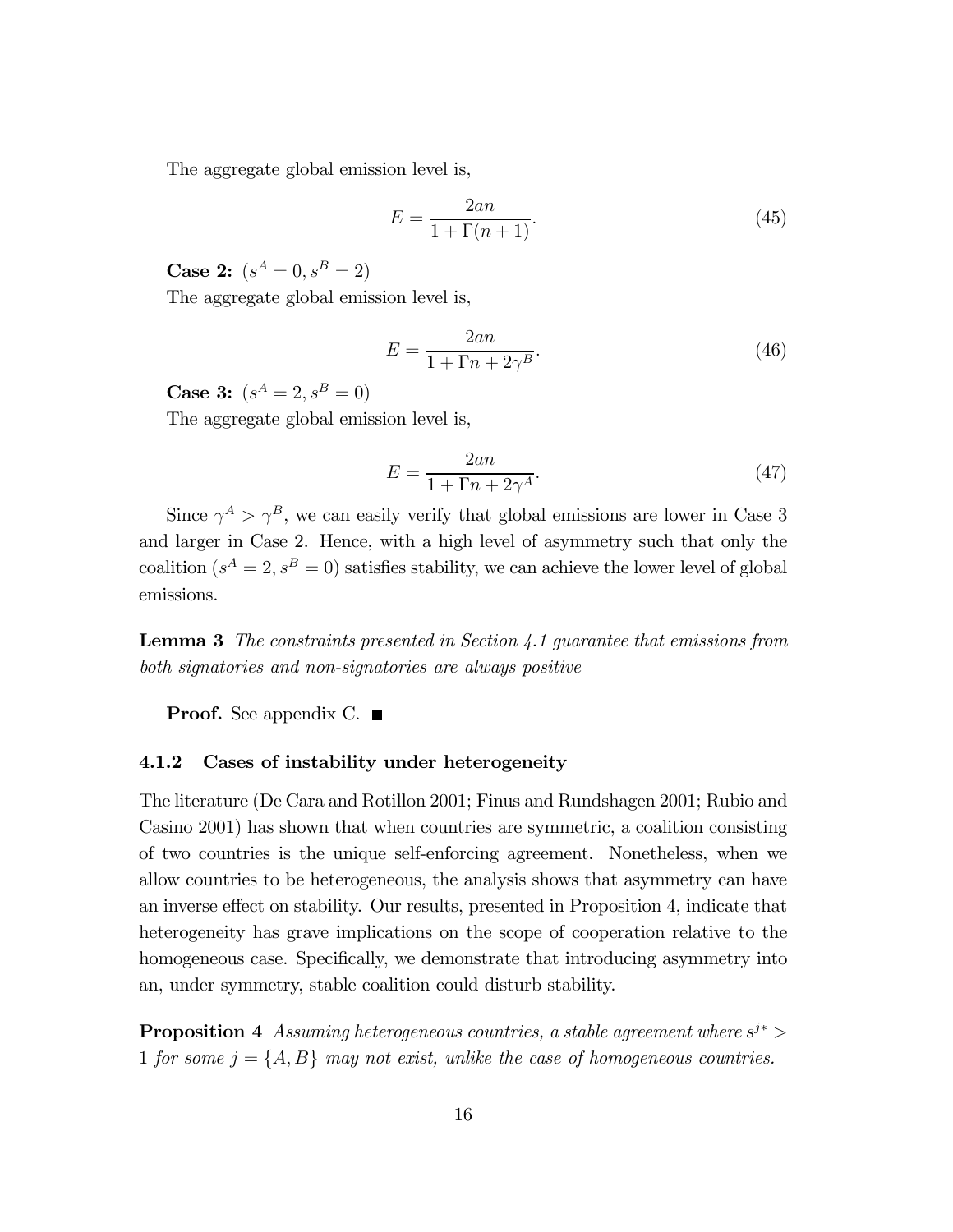The aggregate global emission level is,

$$E = \frac{2an}{1 + \Gamma(n+1)}. \tag{45}$$

**Case 2:** $(s^A = 0, s^B = 2)$

The aggregate global emission level is,

$$E = \frac{2an}{1 + \Gamma n + 2\gamma^B}. \tag{46}$$

**Case 3:** $(s^A = 2, s^B = 0)$

The aggregate global emission level is,

$$E = \frac{2an}{1 + \Gamma n + 2\gamma^A}. \tag{47}$$

Since $\gamma^A > \gamma^B$, we can easily verify that global emissions are lower in Case 3 and larger in Case 2. Hence, with a high level of asymmetry such that only the coalition $(s^A = 2, s^B = 0)$ satisfies stability, we can achieve the lower level of global emissions.

**Lemma 3** *The constraints presented in Section 4.1 guarantee that emissions from both signatories and non-signatories are always positive*

**Proof.** See appendix C. ■

### 4.1.2 Cases of instability under heterogeneity

The literature (De Cara and Rotillon 2001; Finus and Rundshagen 2001; Rubio and Casino 2001) has shown that when countries are symmetric, a coalition consisting of two countries is the unique self-enforcing agreement. Nonetheless, when we allow countries to be heterogeneous, the analysis shows that asymmetry can have an inverse effect on stability. Our results, presented in Proposition 4, indicate that heterogeneity has grave implications on the scope of cooperation relative to the homogeneous case. Specifically, we demonstrate that introducing asymmetry into an, under symmetry, stable coalition could disturb stability.

**Proposition 4** *Assuming heterogeneous countries, a stable agreement where $s^{j*} > 1$ for some $j = \{A, B\}$ may not exist, unlike the case of homogeneous countries.*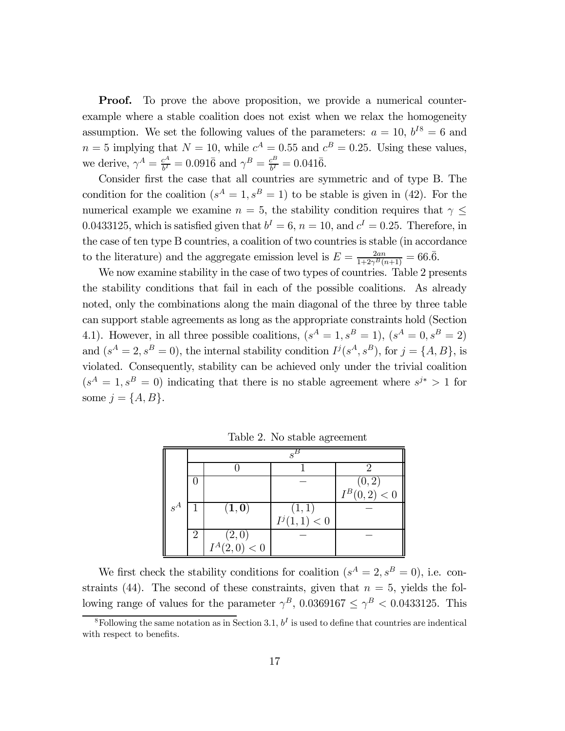**Proof.** To prove the above proposition, we provide a numerical counter-example where a stable coalition does not exist when we relax the homogeneity assumption. We set the following values of the parameters: $a = 10$, $b^{I}$[8] $= 6$ and $n = 5$ implying that $N = 10$, while $c^A = 0.55$ and $c^B = 0.25$. Using these values, we derive, $\gamma^A = \frac{c^A}{b^I} = 0.091\bar{6}$ and $\gamma^B = \frac{c^B}{b^I} = 0.041\bar{6}$.

Consider first the case that all countries are symmetric and of type B. The condition for the coalition $(s^A = 1, s^B = 1)$ to be stable is given in (42). For the numerical example we examine $n = 5$, the stability condition requires that $\gamma \leq 0.0433125$, which is satisfied given that $b^I = 6$, $n = 10$, and $c^I = 0.25$. Therefore, in the case of ten type B countries, a coalition of two countries is stable (in accordance to the literature) and the aggregate emission level is $E = \frac{2an}{1+2\gamma^B(n+1)} = 66.\bar{6}$.

We now examine stability in the case of two types of countries. Table 2 presents the stability conditions that fail in each of the possible coalitions. As already noted, only the combinations along the main diagonal of the three by three table can support stable agreements as long as the appropriate constraints hold (Section 4.1). However, in all three possible coalitions, $(s^A = 1, s^B = 1)$, $(s^A = 0, s^B = 2)$ and $(s^A = 2, s^B = 0)$, the internal stability condition $I^j(s^A, s^B)$, for $j = \{A, B\}$, is violated. Consequently, stability can be achieved only under the trivial coalition $(s^A = 1, s^B = 0)$ indicating that there is no stable agreement where $s^{j*} > 1$ for some $j = \{A, B\}$.

Table 2. No stable agreement

| | | $s^B$ | | |
|---|---|---|---|---|
| | | 0 | 1 | 2 |
| $s^A$ | 0 | | $-$ | $(0, 2)$ $I^B(0, 2) < 0$ |
| | 1 | $(\mathbf{1}, \mathbf{0})$ | $(1, 1)$ $I^j(1, 1) < 0$ | $-$ |
| | 2 | $(2, 0)$ $I^A(2, 0) < 0$ | $-$ | $-$ |

We first check the stability conditions for coalition $(s^A = 2, s^B = 0)$, i.e. constraints (44). The second of these constraints, given that $n = 5$, yields the following range of values for the parameter $\gamma^B$, $0.0369167 \leq \gamma^B < 0.0433125$. This

[8] Following the same notation as in Section 3.1, $b^I$ is used to define that countries are indentical with respect to benefits.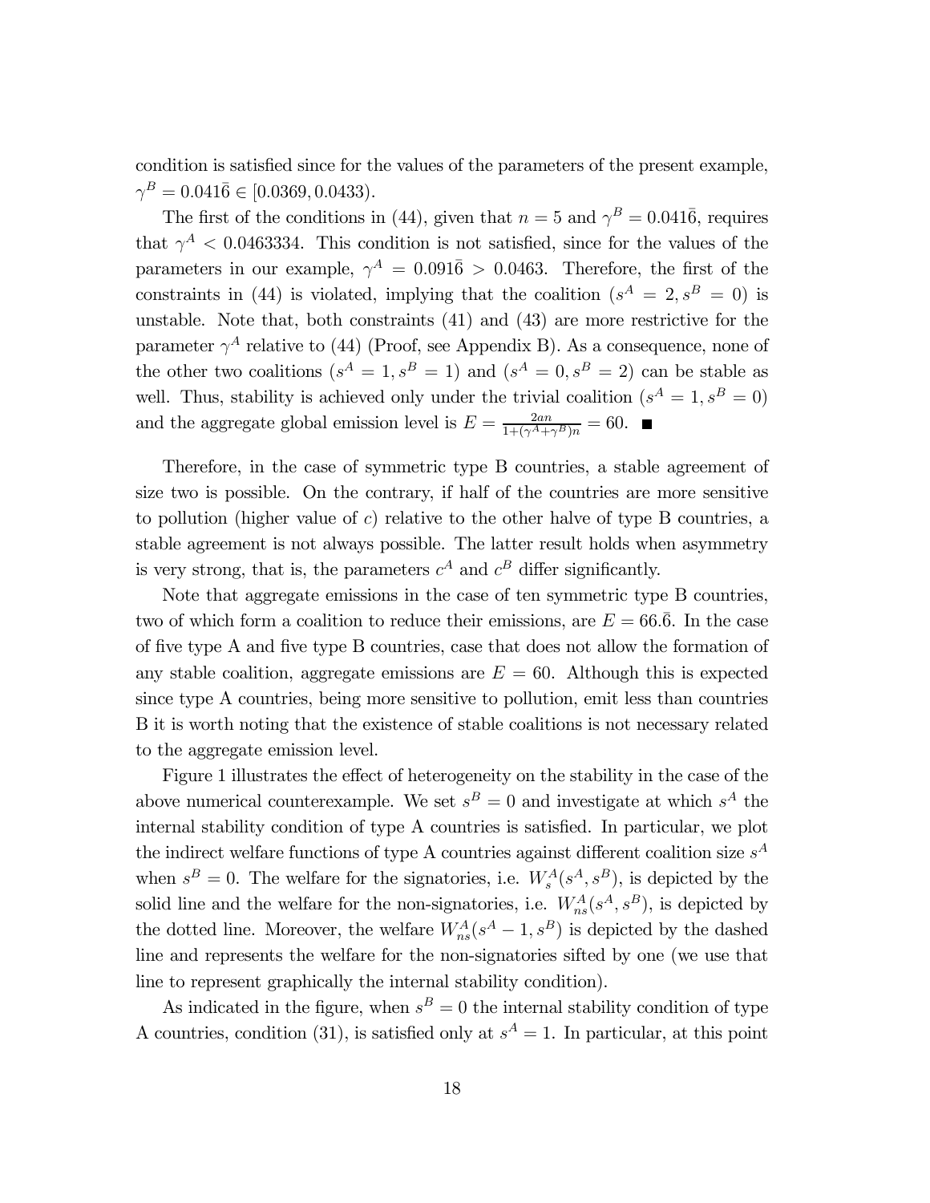condition is satisfied since for the values of the parameters of the present example, $\gamma^B = 0.041\bar{6} \in [0.0369, 0.0433)$.

The first of the conditions in (44), given that $n = 5$ and $\gamma^B = 0.041\bar{6}$, requires that $\gamma^A < 0.0463334$. This condition is not satisfied, since for the values of the parameters in our example, $\gamma^A = 0.091\bar{6} > 0.0463$. Therefore, the first of the constraints in (44) is violated, implying that the coalition ($s^A = 2, s^B = 0$) is unstable. Note that, both constraints (41) and (43) are more restrictive for the parameter $\gamma^A$ relative to (44) (Proof, see Appendix B). As a consequence, none of the other two coalitions ($s^A = 1, s^B = 1$) and ($s^A = 0, s^B = 2$) can be stable as well. Thus, stability is achieved only under the trivial coalition ($s^A = 1, s^B = 0$) and the aggregate global emission level is $E = \frac{2an}{1+(\gamma^A+\gamma^B)n} = 60$. ■

Therefore, in the case of symmetric type B countries, a stable agreement of size two is possible. On the contrary, if half of the countries are more sensitive to pollution (higher value of $c$) relative to the other halve of type B countries, a stable agreement is not always possible. The latter result holds when asymmetry is very strong, that is, the parameters $c^A$ and $c^B$ differ significantly.

Note that aggregate emissions in the case of ten symmetric type B countries, two of which form a coalition to reduce their emissions, are $E = 66.\bar{6}$. In the case of five type A and five type B countries, case that does not allow the formation of any stable coalition, aggregate emissions are $E = 60$. Although this is expected since type A countries, being more sensitive to pollution, emit less than countries B it is worth noting that the existence of stable coalitions is not necessary related to the aggregate emission level.

Figure 1 illustrates the effect of heterogeneity on the stability in the case of the above numerical counterexample. We set $s^B = 0$ and investigate at which $s^A$ the internal stability condition of type A countries is satisfied. In particular, we plot the indirect welfare functions of type A countries against different coalition size $s^A$ when $s^B = 0$. The welfare for the signatories, i.e. $W_s^A(s^A, s^B)$, is depicted by the solid line and the welfare for the non-signatories, i.e. $W_{ns}^A(s^A, s^B)$, is depicted by the dotted line. Moreover, the welfare $W_{ns}^A(s^A - 1, s^B)$ is depicted by the dashed line and represents the welfare for the non-signatories sifted by one (we use that line to represent graphically the internal stability condition).

As indicated in the figure, when $s^B = 0$ the internal stability condition of type A countries, condition (31), is satisfied only at $s^A = 1$. In particular, at this point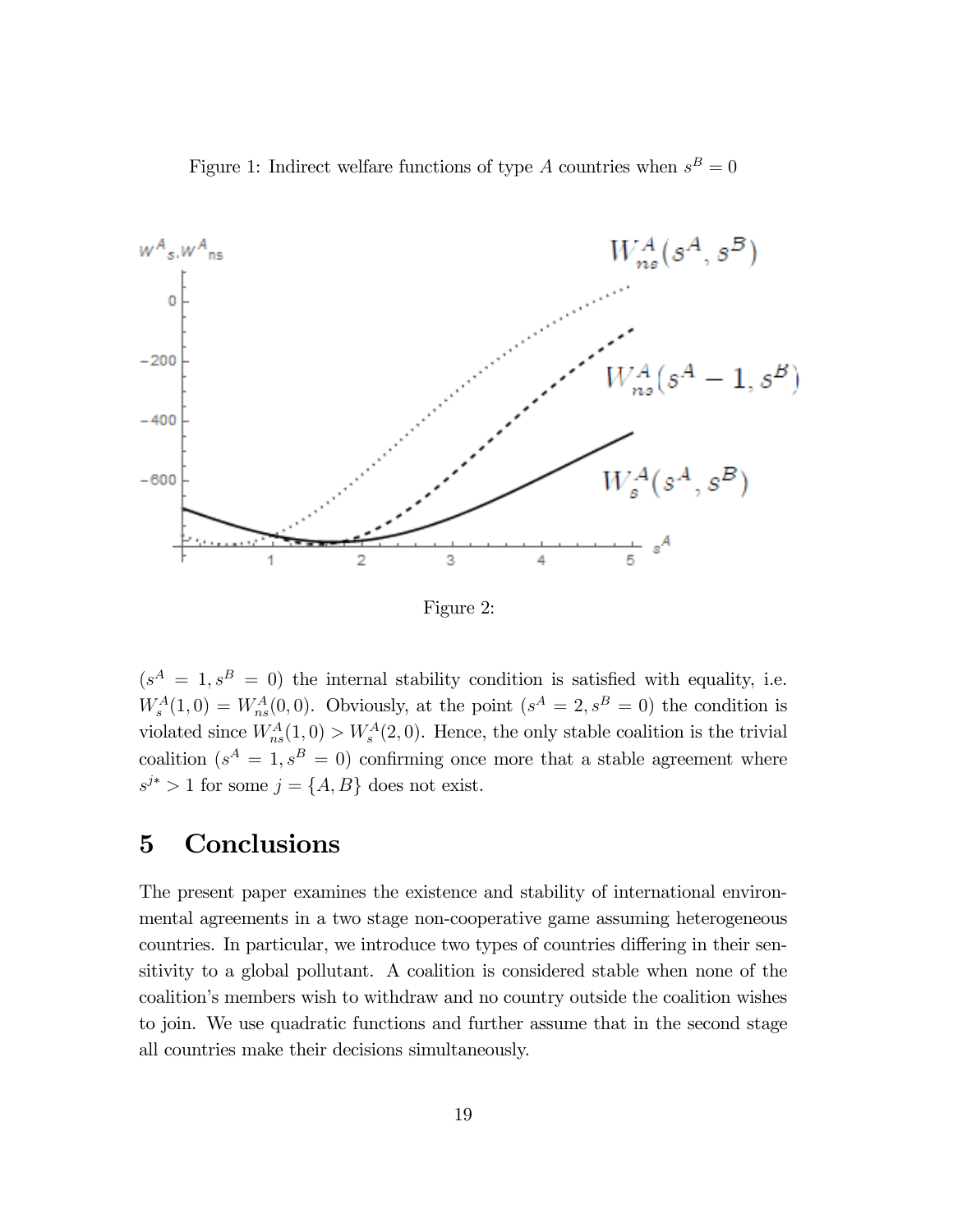Figure 1: Indirect welfare functions of type $A$ countries when $s^B = 0$

Figure 2:

$(s^A = 1, s^B = 0)$ the internal stability condition is satisfied with equality, i.e. $W_s^A(1,0) = W_{ns}^A(0,0)$. Obviously, at the point $(s^A = 2, s^B = 0)$ the condition is violated since $W_{ns}^A(1,0) > W_s^A(2,0)$. Hence, the only stable coalition is the trivial coalition $(s^A = 1, s^B = 0)$ confirming once more that a stable agreement where $s^{j*} > 1$ for some $j = \{A, B\}$ does not exist.

# 5 Conclusions

The present paper examines the existence and stability of international environmental agreements in a two stage non-cooperative game assuming heterogeneous countries. In particular, we introduce two types of countries differing in their sensitivity to a global pollutant. A coalition is considered stable when none of the coalition's members wish to withdraw and no country outside the coalition wishes to join. We use quadratic functions and further assume that in the second stage all countries make their decisions simultaneously.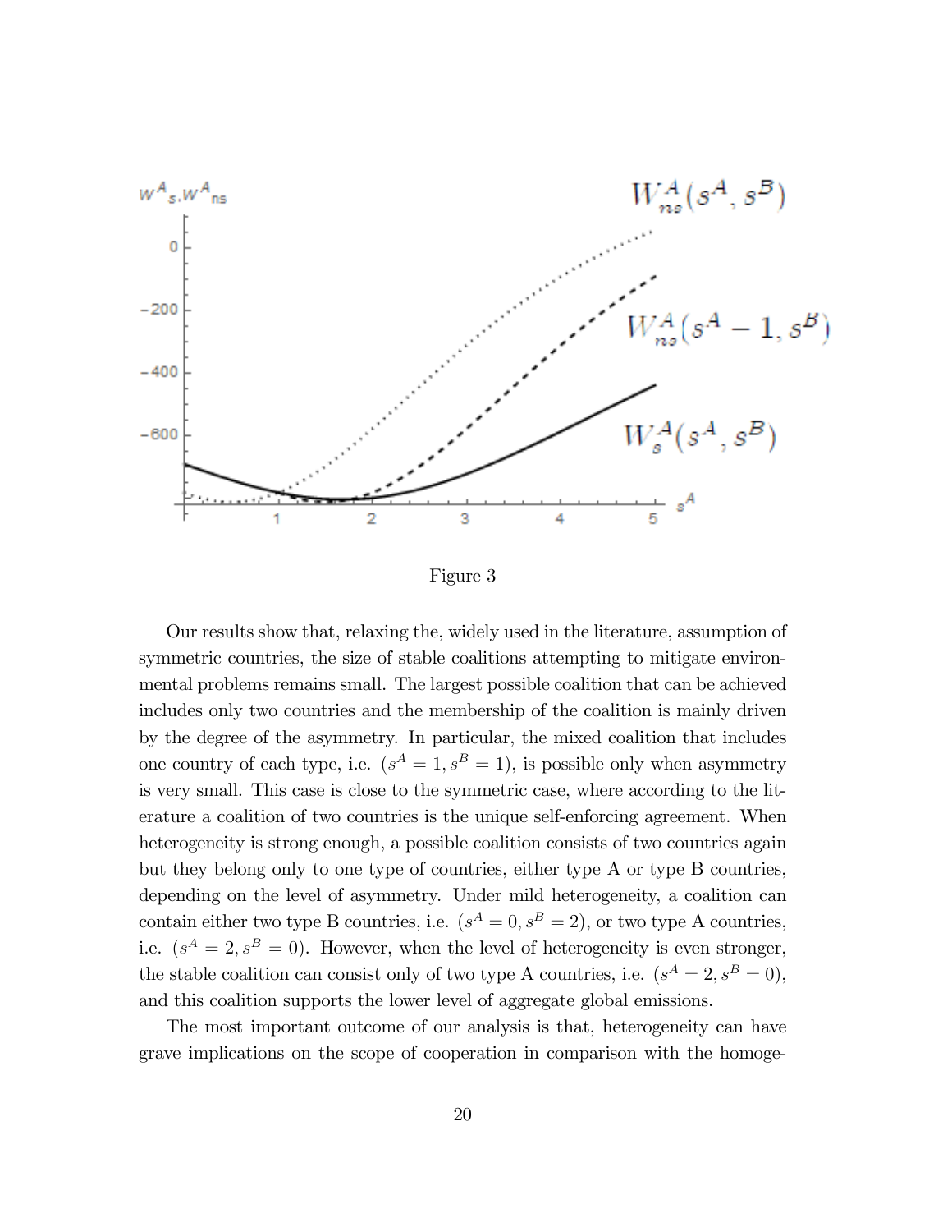Figure 3

Our results show that, relaxing the, widely used in the literature, assumption of symmetric countries, the size of stable coalitions attempting to mitigate environmental problems remains small. The largest possible coalition that can be achieved includes only two countries and the membership of the coalition is mainly driven by the degree of the asymmetry. In particular, the mixed coalition that includes one country of each type, i.e. ($s^A = 1, s^B = 1$), is possible only when asymmetry is very small. This case is close to the symmetric case, where according to the literature a coalition of two countries is the unique self-enforcing agreement. When heterogeneity is strong enough, a possible coalition consists of two countries again but they belong only to one type of countries, either type A or type B countries, depending on the level of asymmetry. Under mild heterogeneity, a coalition can contain either two type B countries, i.e. ($s^A = 0, s^B = 2$), or two type A countries, i.e. ($s^A = 2, s^B = 0$). However, when the level of heterogeneity is even stronger, the stable coalition can consist only of two type A countries, i.e. ($s^A = 2, s^B = 0$), and this coalition supports the lower level of aggregate global emissions.

The most important outcome of our analysis is that, heterogeneity can have grave implications on the scope of cooperation in comparison with the homoge-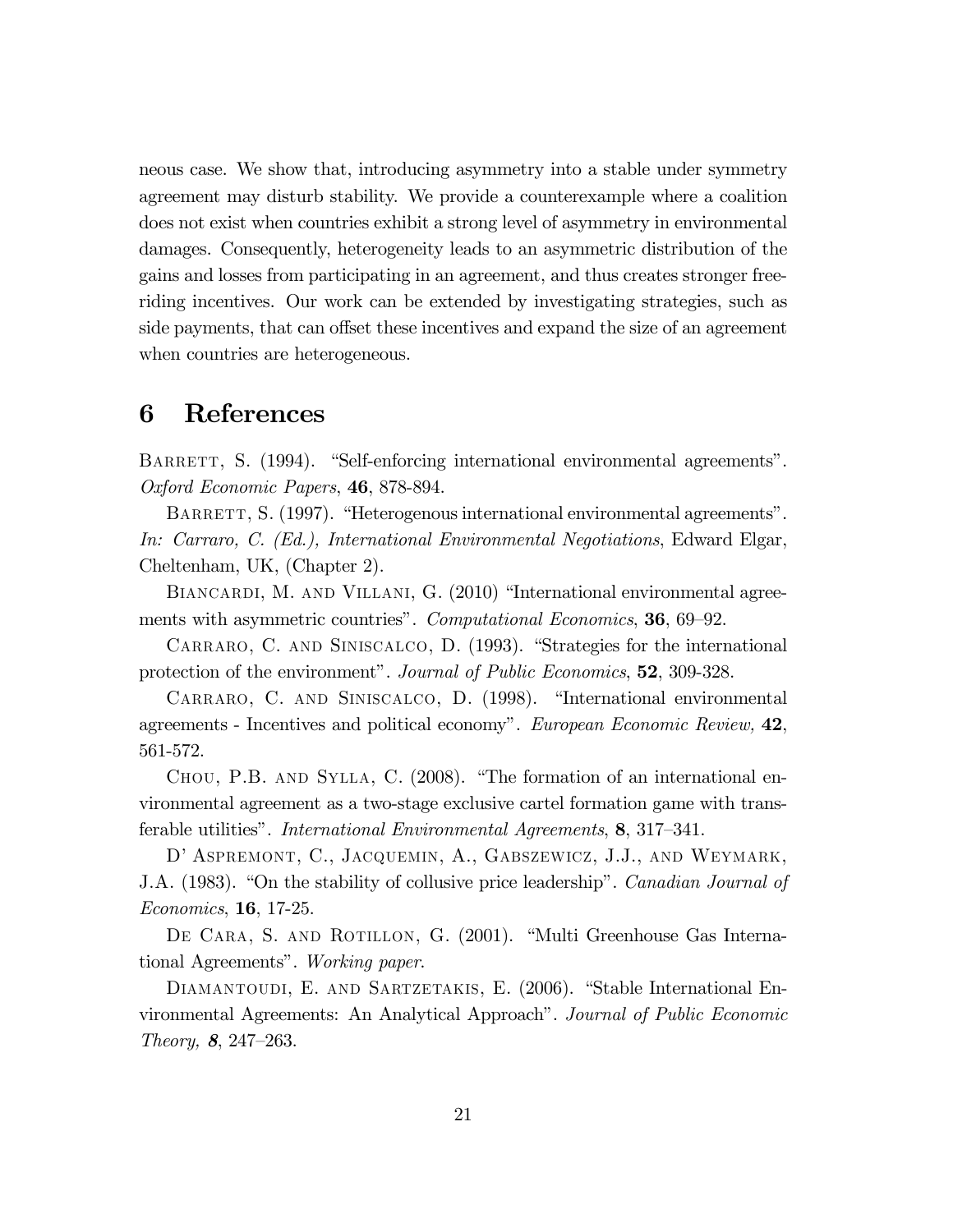neous case. We show that, introducing asymmetry into a stable under symmetry agreement may disturb stability. We provide a counterexample where a coalition does not exist when countries exhibit a strong level of asymmetry in environmental damages. Consequently, heterogeneity leads to an asymmetric distribution of the gains and losses from participating in an agreement, and thus creates stronger free-riding incentives. Our work can be extended by investigating strategies, such as side payments, that can offset these incentives and expand the size of an agreement when countries are heterogeneous.

# 6 References

Barrett, S. (1994). "Self-enforcing international environmental agreements". *Oxford Economic Papers*, **46**, 878-894.

Barrett, S. (1997). "Heterogenous international environmental agreements". *In: Carraro, C. (Ed.), International Environmental Negotiations*, Edward Elgar, Cheltenham, UK, (Chapter 2).

Biancardi, M. and Villani, G. (2010) "International environmental agreements with asymmetric countries". *Computational Economics*, **36**, 69–92.

Carraro, C. and Siniscalco, D. (1993). "Strategies for the international protection of the environment". *Journal of Public Economics*, **52**, 309-328.

Carraro, C. and Siniscalco, D. (1998). "International environmental agreements - Incentives and political economy". *European Economic Review,* **42**, 561-572.

Chou, P.B. and Sylla, C. (2008). "The formation of an international environmental agreement as a two-stage exclusive cartel formation game with transferable utilities". *International Environmental Agreements*, **8**, 317–341.

D' Aspremont, C., Jacquemin, A., Gabszewicz, J.J., and Weymark, J.A. (1983). "On the stability of collusive price leadership". *Canadian Journal of Economics*, **16**, 17-25.

De Cara, S. and Rotillon, G. (2001). "Multi Greenhouse Gas International Agreements". *Working paper*.

Diamantoudi, E. and Sartzetakis, E. (2006). "Stable International Environmental Agreements: An Analytical Approach". *Journal of Public Economic Theory,* ***8***, 247–263.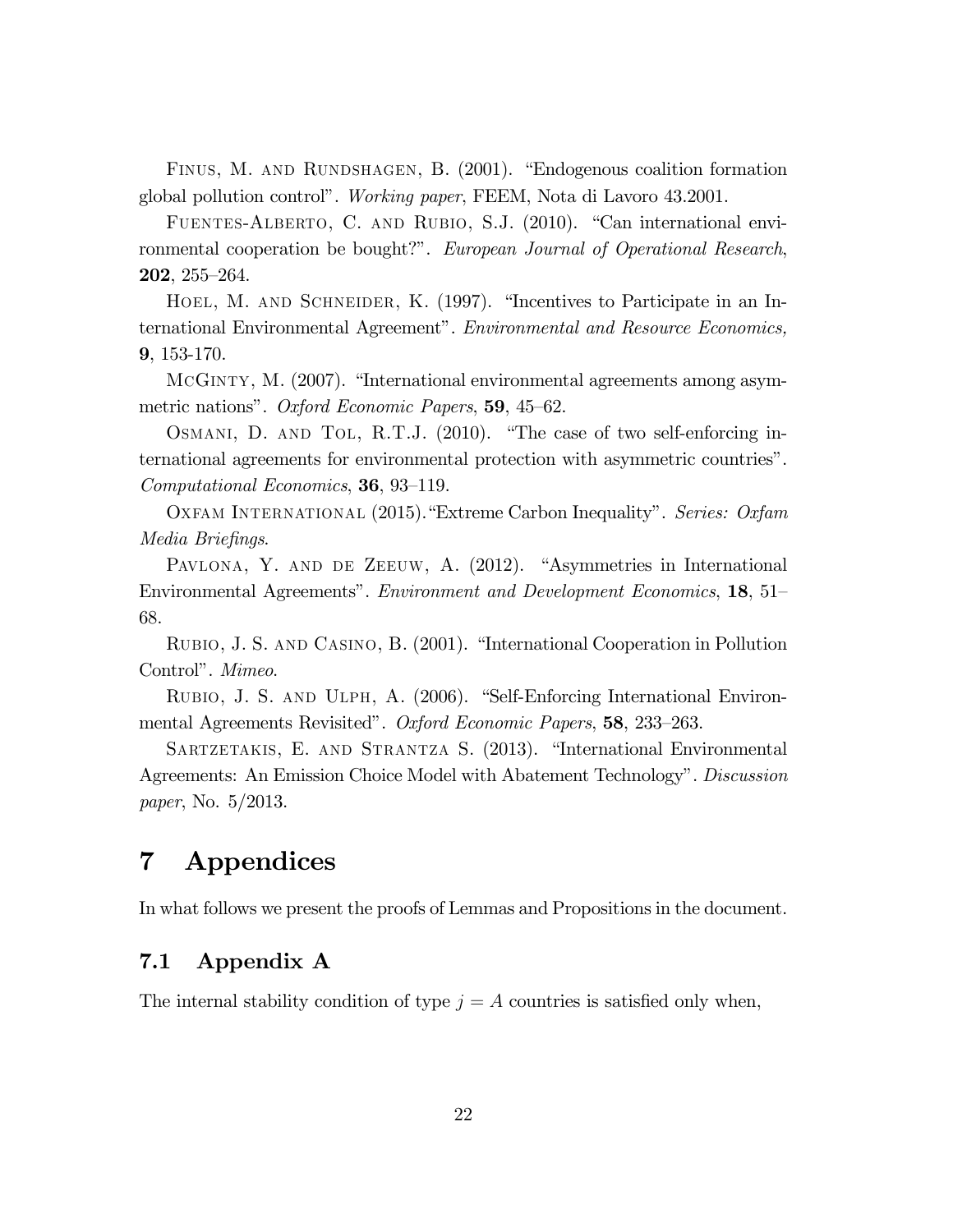Finus, M. and Rundshagen, B. (2001). "Endogenous coalition formation global pollution control". *Working paper*, FEEM, Nota di Lavoro 43.2001.

Fuentes-Alberto, C. and Rubio, S.J. (2010). "Can international environmental cooperation be bought?". *European Journal of Operational Research*, **202**, 255–264.

Hoel, M. and Schneider, K. (1997). "Incentives to Participate in an International Environmental Agreement". *Environmental and Resource Economics,* **9**, 153-170.

McGinty, M. (2007). "International environmental agreements among asymmetric nations". *Oxford Economic Papers*, **59**, 45–62.

Osmani, D. and Tol, R.T.J. (2010). "The case of two self-enforcing international agreements for environmental protection with asymmetric countries". *Computational Economics*, **36**, 93–119.

Oxfam International (2015)."Extreme Carbon Inequality". *Series: Oxfam Media Briefings*.

Pavlona, Y. and de Zeeuw, A. (2012). "Asymmetries in International Environmental Agreements". *Environment and Development Economics*, **18**, 51–68.

Rubio, J. S. and Casino, B. (2001). "International Cooperation in Pollution Control". *Mimeo*.

Rubio, J. S. and Ulph, A. (2006). "Self-Enforcing International Environmental Agreements Revisited". *Oxford Economic Papers*, **58**, 233–263.

Sartzetakis, E. and Strantza S. (2013). "International Environmental Agreements: An Emission Choice Model with Abatement Technology". *Discussion paper*, No. 5/2013.

# 7 Appendices

In what follows we present the proofs of Lemmas and Propositions in the document.

## 7.1 Appendix A

The internal stability condition of type $j = A$ countries is satisfied only when,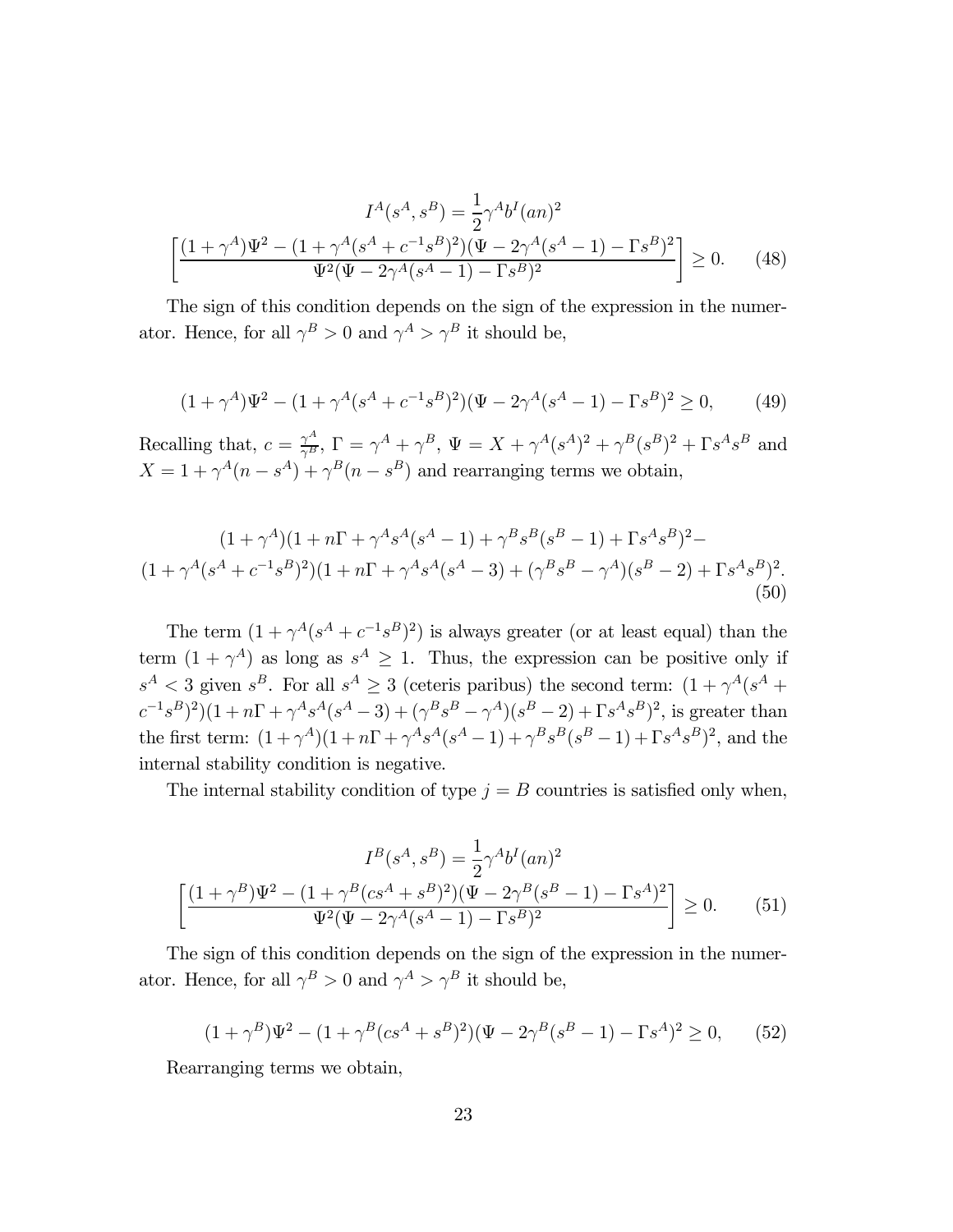$$I^A(s^A, s^B) = \frac{1}{2}\gamma^A b^I (an)^2$$
$$\left[\frac{(1+\gamma^A)\Psi^2 - (1+\gamma^A(s^A + c^{-1}s^B)^2)(\Psi - 2\gamma^A(s^A-1) - \Gamma s^B)^2}{\Psi^2(\Psi - 2\gamma^A(s^A-1) - \Gamma s^B)^2}\right] \geq 0. \quad (48)$$

The sign of this condition depends on the sign of the expression in the numerator. Hence, for all $\gamma^B > 0$ and $\gamma^A > \gamma^B$ it should be,

$$(1+\gamma^A)\Psi^2 - (1+\gamma^A(s^A + c^{-1}s^B)^2)(\Psi - 2\gamma^A(s^A-1) - \Gamma s^B)^2 \geq 0, \quad (49)$$

Recalling that, $c = \frac{\gamma^A}{\gamma^B}$, $\Gamma = \gamma^A + \gamma^B$, $\Psi = X + \gamma^A(s^A)^2 + \gamma^B(s^B)^2 + \Gamma s^A s^B$ and $X = 1 + \gamma^A(n - s^A) + \gamma^B(n - s^B)$ and rearranging terms we obtain,

$$\begin{aligned}&(1+\gamma^A)(1 + n\Gamma + \gamma^A s^A(s^A-1) + \gamma^B s^B(s^B-1) + \Gamma s^A s^B)^2 - \\ &(1+\gamma^A(s^A + c^{-1}s^B)^2)(1 + n\Gamma + \gamma^A s^A(s^A-3) + (\gamma^B s^B - \gamma^A)(s^B-2) + \Gamma s^A s^B)^2.\end{aligned} \quad (50)$$

The term $(1+\gamma^A(s^A + c^{-1}s^B)^2)$ is always greater (or at least equal) than the term $(1+\gamma^A)$ as long as $s^A \geq 1$. Thus, the expression can be positive only if $s^A < 3$ given $s^B$. For all $s^A \geq 3$ (ceteris paribus) the second term: $(1+\gamma^A(s^A + c^{-1}s^B)^2)(1 + n\Gamma + \gamma^A s^A(s^A-3) + (\gamma^B s^B - \gamma^A)(s^B-2) + \Gamma s^A s^B)^2$, is greater than the first term: $(1+\gamma^A)(1 + n\Gamma + \gamma^A s^A(s^A-1) + \gamma^B s^B(s^B-1) + \Gamma s^A s^B)^2$, and the internal stability condition is negative.

The internal stability condition of type $j = B$ countries is satisfied only when,

$$I^B(s^A, s^B) = \frac{1}{2}\gamma^A b^I (an)^2$$
$$\left[\frac{(1+\gamma^B)\Psi^2 - (1+\gamma^B(cs^A + s^B)^2)(\Psi - 2\gamma^B(s^B-1) - \Gamma s^A)^2}{\Psi^2(\Psi - 2\gamma^A(s^A-1) - \Gamma s^B)^2}\right] \geq 0. \quad (51)$$

The sign of this condition depends on the sign of the expression in the numerator. Hence, for all $\gamma^B > 0$ and $\gamma^A > \gamma^B$ it should be,

$$(1+\gamma^B)\Psi^2 - (1+\gamma^B(cs^A + s^B)^2)(\Psi - 2\gamma^B(s^B-1) - \Gamma s^A)^2 \geq 0, \quad (52)$$

Rearranging terms we obtain,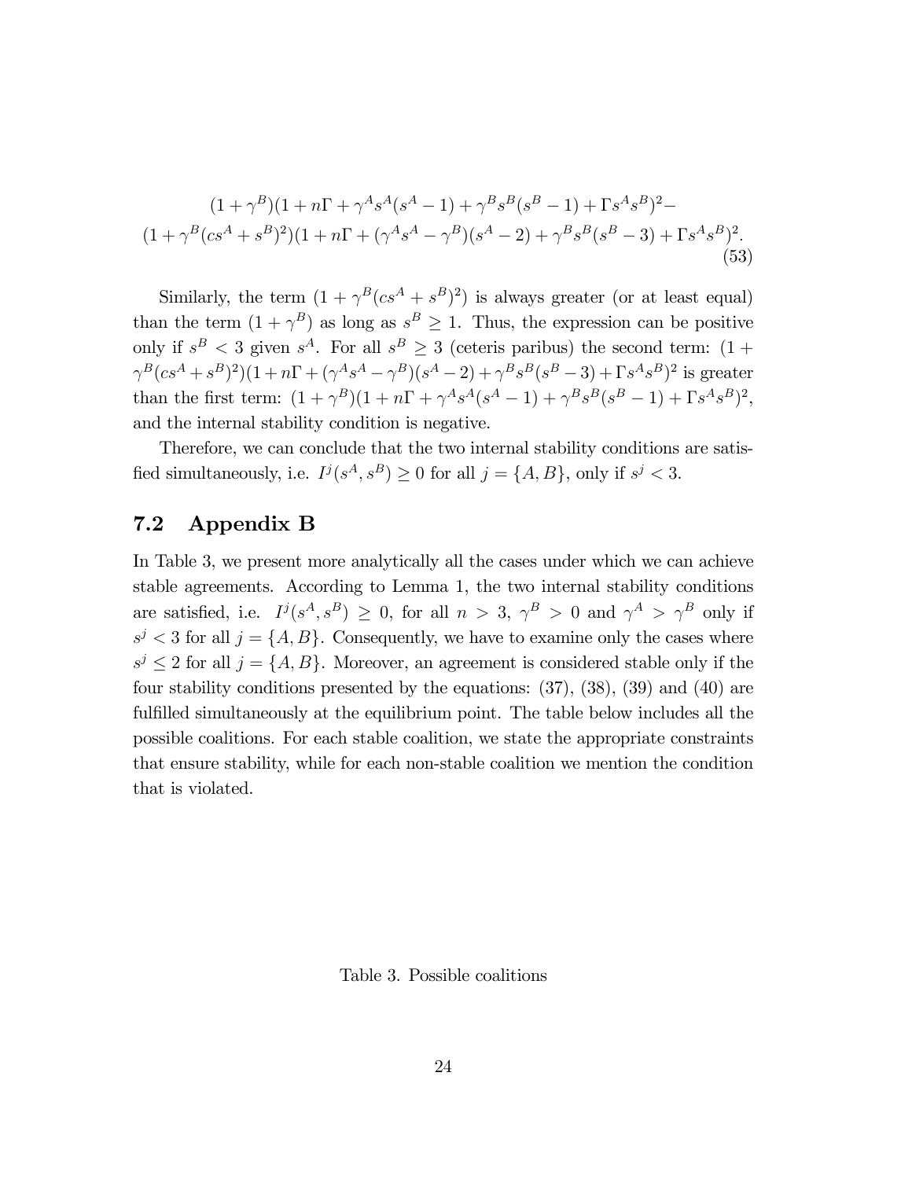$$(1+\gamma^B)(1+n\Gamma+\gamma^A s^A(s^A-1)+\gamma^B s^B(s^B-1)+\Gamma s^A s^B)^2-$$
$$(1+\gamma^B(cs^A+s^B)^2)(1+n\Gamma+(\gamma^A s^A-\gamma^B)(s^A-2)+\gamma^B s^B(s^B-3)+\Gamma s^A s^B)^2. \tag{53}$$

Similarly, the term $(1+\gamma^B(cs^A+s^B)^2)$ is always greater (or at least equal) than the term $(1+\gamma^B)$ as long as $s^B \geq 1$. Thus, the expression can be positive only if $s^B < 3$ given $s^A$. For all $s^B \geq 3$ (ceteris paribus) the second term: $(1+\gamma^B(cs^A+s^B)^2)(1+n\Gamma+(\gamma^A s^A-\gamma^B)(s^A-2)+\gamma^B s^B(s^B-3)+\Gamma s^A s^B)^2$ is greater than the first term: $(1+\gamma^B)(1+n\Gamma+\gamma^A s^A(s^A-1)+\gamma^B s^B(s^B-1)+\Gamma s^A s^B)^2$, and the internal stability condition is negative.

Therefore, we can conclude that the two internal stability conditions are satisfied simultaneously, i.e. $I^j(s^A, s^B) \geq 0$ for all $j = \{A, B\}$, only if $s^j < 3$.

## 7.2 Appendix B

In Table 3, we present more analytically all the cases under which we can achieve stable agreements. According to Lemma 1, the two internal stability conditions are satisfied, i.e. $I^j(s^A, s^B) \geq 0$, for all $n > 3$, $\gamma^B > 0$ and $\gamma^A > \gamma^B$ only if $s^j < 3$ for all $j = \{A, B\}$. Consequently, we have to examine only the cases where $s^j \leq 2$ for all $j = \{A, B\}$. Moreover, an agreement is considered stable only if the four stability conditions presented by the equations: (37), (38), (39) and (40) are fulfilled simultaneously at the equilibrium point. The table below includes all the possible coalitions. For each stable coalition, we state the appropriate constraints that ensure stability, while for each non-stable coalition we mention the condition that is violated.

Table 3. Possible coalitions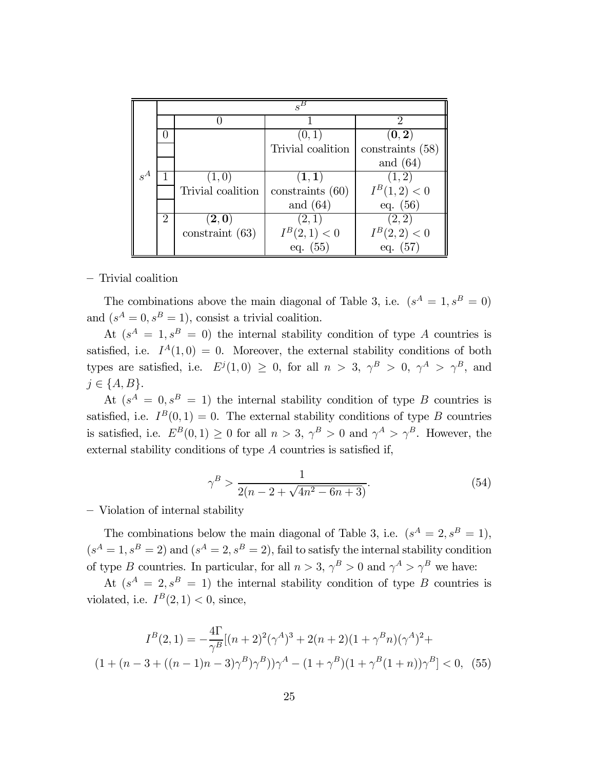| | | $s^B$ | | |
|---|---|---|---|---|
| | | 0 | 1 | 2 |
| $s^A$ | 0 | | $(0,1)$ Trivial coalition | $(\mathbf{0},\mathbf{2})$ constraints (58) and (64) |
| | 1 | $(1,0)$ Trivial coalition | $(\mathbf{1},\mathbf{1})$ constraints (60) and (64) | $(1,2)$ $I^B(1,2)<0$ eq. (56) |
| | 2 | $(\mathbf{2},\mathbf{0})$ constraint (63) | $(2,1)$ $I^B(2,1)<0$ eq. (55) | $(2,2)$ $I^B(2,2)<0$ eq. (57) |

– Trivial coalition

The combinations above the main diagonal of Table 3, i.e. $(s^A = 1, s^B = 0)$ and $(s^A = 0, s^B = 1)$, consist a trivial coalition.

At $(s^A = 1, s^B = 0)$ the internal stability condition of type $A$ countries is satisfied, i.e. $I^A(1,0) = 0$. Moreover, the external stability conditions of both types are satisfied, i.e. $E^j(1,0) \geq 0$, for all $n > 3$, $\gamma^B > 0$, $\gamma^A > \gamma^B$, and $j \in \{A, B\}$.

At $(s^A = 0, s^B = 1)$ the internal stability condition of type $B$ countries is satisfied, i.e. $I^B(0,1) = 0$. The external stability conditions of type $B$ countries is satisfied, i.e. $E^B(0,1) \geq 0$ for all $n > 3$, $\gamma^B > 0$ and $\gamma^A > \gamma^B$. However, the external stability conditions of type $A$ countries is satisfied if,

$$\gamma^B > \frac{1}{2(n - 2 + \sqrt{4n^2 - 6n + 3})}. \tag{54}$$

– Violation of internal stability

The combinations below the main diagonal of Table 3, i.e. $(s^A = 2, s^B = 1)$, $(s^A = 1, s^B = 2)$ and $(s^A = 2, s^B = 2)$, fail to satisfy the internal stability condition of type $B$ countries. In particular, for all $n > 3$, $\gamma^B > 0$ and $\gamma^A > \gamma^B$ we have:

At $(s^A = 2, s^B = 1)$ the internal stability condition of type $B$ countries is violated, i.e. $I^B(2,1) < 0$, since,

$$I^B(2,1) = -\frac{4\Gamma}{\gamma^B}[(n+2)^2(\gamma^A)^3 + 2(n+2)(1+\gamma^B n)(\gamma^A)^2 +$$
$$(1 + (n - 3 + ((n-1)n - 3)\gamma^B)\gamma^B))\gamma^A - (1+\gamma^B)(1+\gamma^B(1+n))\gamma^B] < 0, \tag{55}$$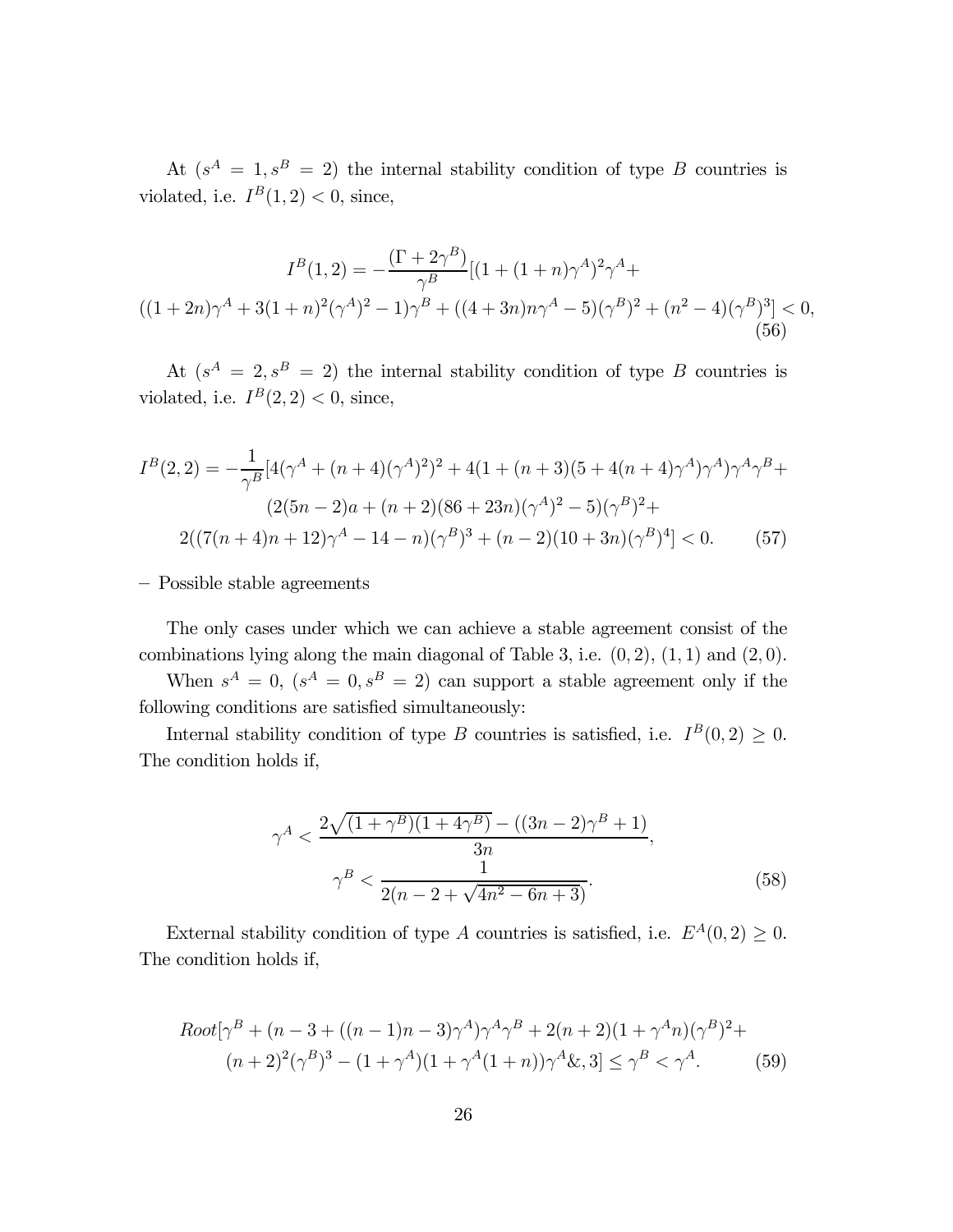At $(s^A = 1, s^B = 2)$ the internal stability condition of type $B$ countries is violated, i.e. $I^B(1,2) < 0$, since,

$$I^B(1,2) = -\frac{(\Gamma + 2\gamma^B)}{\gamma^B}[(1 + (1+n)\gamma^A)^2\gamma^A +$$
$$((1+2n)\gamma^A + 3(1+n)^2(\gamma^A)^2 - 1)\gamma^B + ((4+3n)n\gamma^A - 5)(\gamma^B)^2 + (n^2-4)(\gamma^B)^3] < 0, \tag{56}$$

At $(s^A = 2, s^B = 2)$ the internal stability condition of type $B$ countries is violated, i.e. $I^B(2,2) < 0$, since,

$$I^B(2,2) = -\frac{1}{\gamma^B}[4(\gamma^A + (n+4)(\gamma^A)^2)^2 + 4(1 + (n+3)(5 + 4(n+4)\gamma^A)\gamma^A)\gamma^A\gamma^B +$$
$$(2(5n-2)a + (n+2)(86+23n)(\gamma^A)^2 - 5)(\gamma^B)^2 +$$
$$2((7(n+4)n + 12)\gamma^A - 14 - n)(\gamma^B)^3 + (n-2)(10+3n)(\gamma^B)^4] < 0. \tag{57}$$

– Possible stable agreements

The only cases under which we can achieve a stable agreement consist of the combinations lying along the main diagonal of Table 3, i.e. $(0,2)$, $(1,1)$ and $(2,0)$.

When $s^A = 0$, $(s^A = 0, s^B = 2)$ can support a stable agreement only if the following conditions are satisfied simultaneously:

Internal stability condition of type $B$ countries is satisfied, i.e. $I^B(0,2) \geq 0$. The condition holds if,

$$\gamma^A < \frac{2\sqrt{(1+\gamma^B)(1+4\gamma^B)} - ((3n-2)\gamma^B + 1)}{3n},$$
$$\gamma^B < \frac{1}{2(n - 2 + \sqrt{4n^2 - 6n + 3})}. \tag{58}$$

External stability condition of type $A$ countries is satisfied, i.e. $E^A(0,2) \geq 0$. The condition holds if,

$$Root[\gamma^B + (n - 3 + ((n-1)n - 3)\gamma^A)\gamma^A\gamma^B + 2(n+2)(1 + \gamma^A n)(\gamma^B)^2 +$$
$$(n+2)^2(\gamma^B)^3 - (1+\gamma^A)(1 + \gamma^A(1+n))\gamma^A \&, 3] \leq \gamma^B < \gamma^A. \tag{59}$$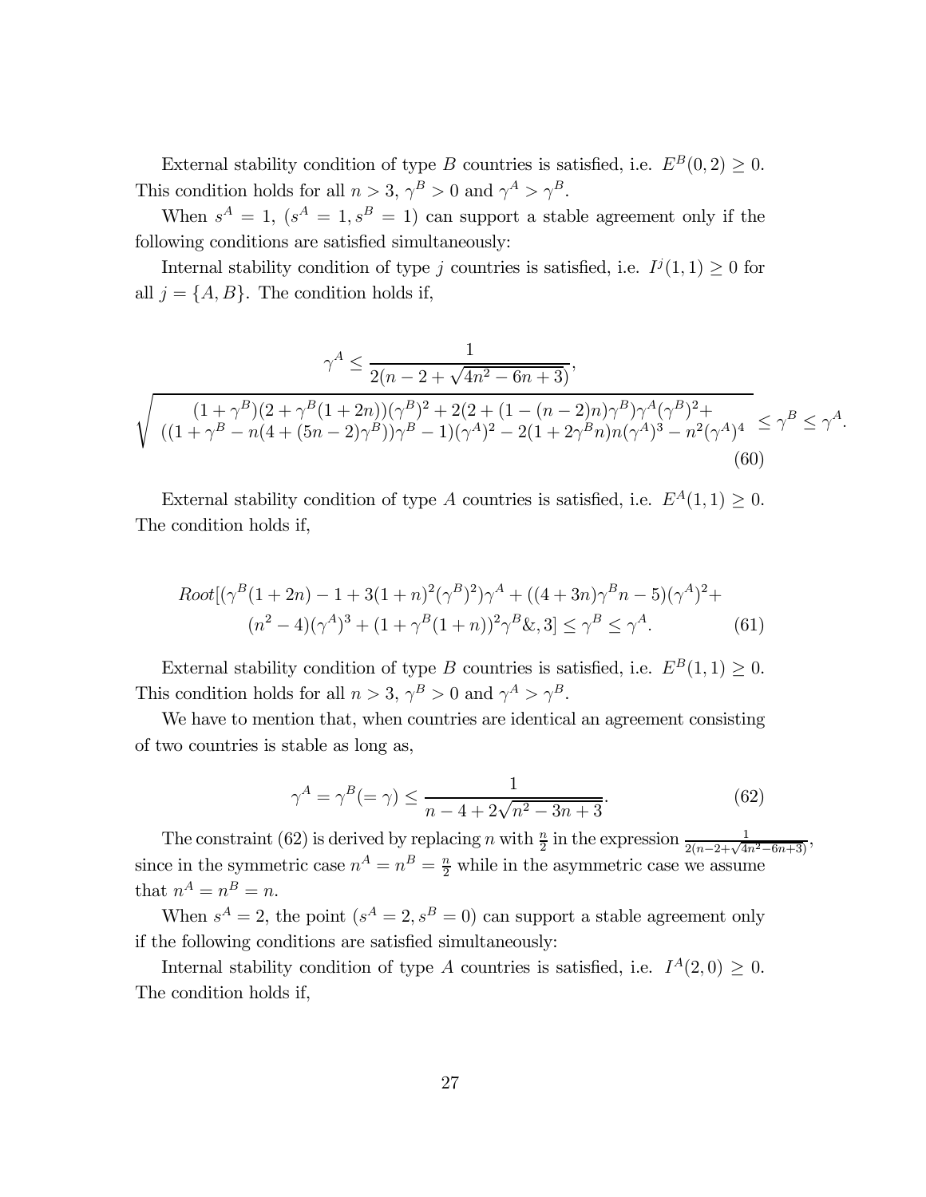External stability condition of type $B$ countries is satisfied, i.e. $E^B(0,2) \geq 0$. This condition holds for all $n > 3$, $\gamma^B > 0$ and $\gamma^A > \gamma^B$.

When $s^A = 1$, $(s^A = 1, s^B = 1)$ can support a stable agreement only if the following conditions are satisfied simultaneously:

Internal stability condition of type $j$ countries is satisfied, i.e. $I^j(1,1) \geq 0$ for all $j = \{A, B\}$. The condition holds if,

$$\gamma^A \leq \frac{1}{2(n-2+\sqrt{4n^2-6n+3})},$$
$$\sqrt{\begin{array}{c}(1+\gamma^B)(2+\gamma^B(1+2n))(\gamma^B)^2 + 2(2+(1-(n-2)n)\gamma^B)\gamma^A(\gamma^B)^2 + \\ ((1+\gamma^B - n(4+(5n-2)\gamma^B))\gamma^B - 1)(\gamma^A)^2 - 2(1+2\gamma^B n)n(\gamma^A)^3 - n^2(\gamma^A)^4\end{array}} \leq \gamma^B \leq \gamma^A. \tag{60}$$

External stability condition of type $A$ countries is satisfied, i.e. $E^A(1,1) \geq 0$. The condition holds if,

$$\begin{aligned}&Root[(\gamma^B(1+2n) - 1 + 3(1+n)^2(\gamma^B)^2)\gamma^A + ((4+3n)\gamma^B n - 5)(\gamma^A)^2 + \\ &(n^2-4)(\gamma^A)^3 + (1+\gamma^B(1+n))^2\gamma^B\&, 3] \leq \gamma^B \leq \gamma^A.\end{aligned} \tag{61}$$

External stability condition of type $B$ countries is satisfied, i.e. $E^B(1,1) \geq 0$. This condition holds for all $n > 3$, $\gamma^B > 0$ and $\gamma^A > \gamma^B$.

We have to mention that, when countries are identical an agreement consisting of two countries is stable as long as,

$$\gamma^A = \gamma^B (= \gamma) \leq \frac{1}{n-4+2\sqrt{n^2-3n+3}}. \tag{62}$$

The constraint (62) is derived by replacing $n$ with $\frac{n}{2}$ in the expression $\frac{1}{2(n-2+\sqrt{4n^2-6n+3})}$, since in the symmetric case $n^A = n^B = \frac{n}{2}$ while in the asymmetric case we assume that $n^A = n^B = n$.

When $s^A = 2$, the point $(s^A = 2, s^B = 0)$ can support a stable agreement only if the following conditions are satisfied simultaneously:

Internal stability condition of type $A$ countries is satisfied, i.e. $I^A(2,0) \geq 0$. The condition holds if,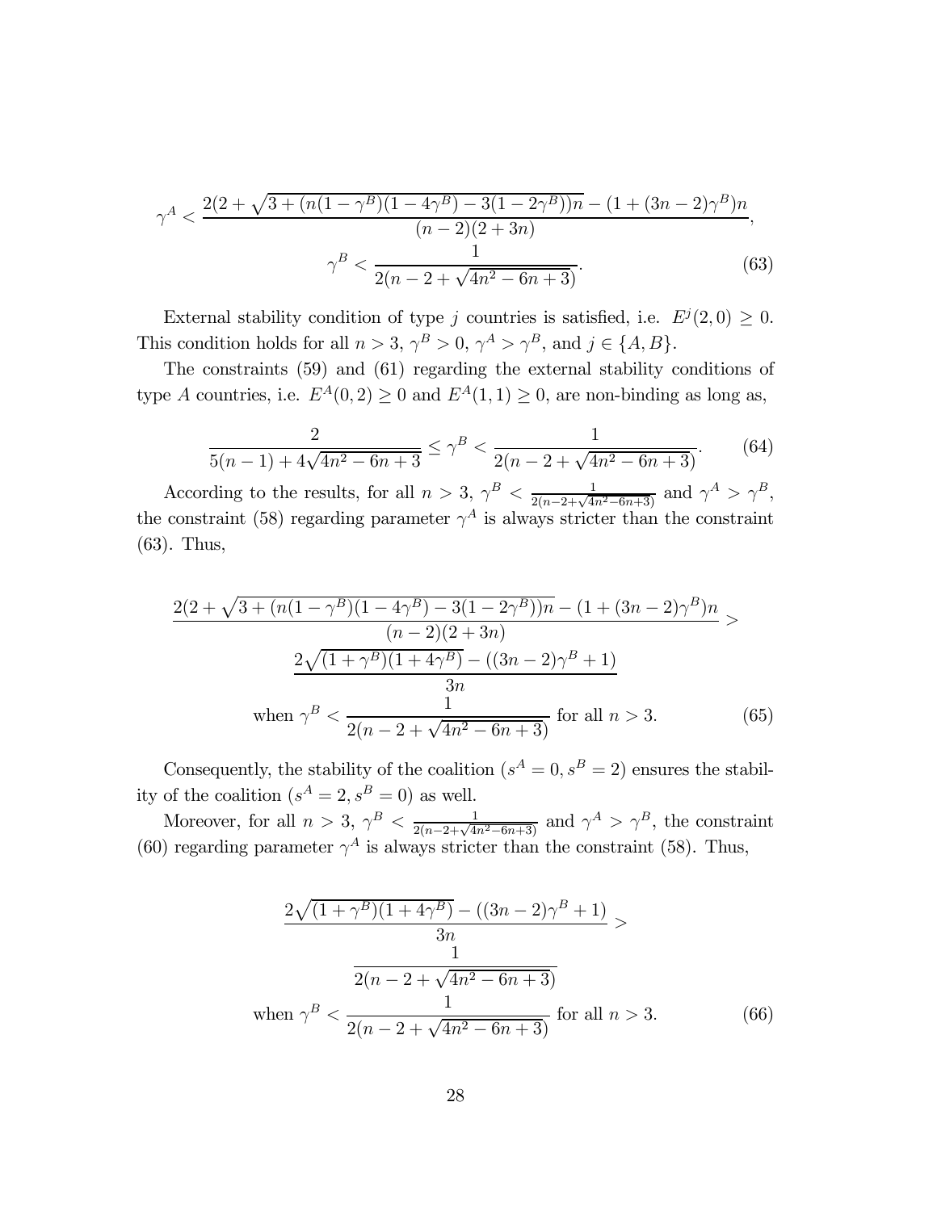$$\gamma^A < \frac{2(2+\sqrt{3+(n(1-\gamma^B)(1-4\gamma^B)-3(1-2\gamma^B))n}-(1+(3n-2)\gamma^B)n}{(n-2)(2+3n)},$$

$$\gamma^B < \frac{1}{2(n-2+\sqrt{4n^2-6n+3})}. \tag{63}$$

External stability condition of type $j$ countries is satisfied, i.e. $E^j(2,0) \geq 0$. This condition holds for all $n > 3$, $\gamma^B > 0$, $\gamma^A > \gamma^B$, and $j \in \{A, B\}$.

The constraints (59) and (61) regarding the external stability conditions of type $A$ countries, i.e. $E^A(0,2) \geq 0$ and $E^A(1,1) \geq 0$, are non-binding as long as,

$$\frac{2}{5(n-1)+4\sqrt{4n^2-6n+3}} \leq \gamma^B < \frac{1}{2(n-2+\sqrt{4n^2-6n+3})}. \tag{64}$$

According to the results, for all $n > 3$, $\gamma^B < \frac{1}{2(n-2+\sqrt{4n^2-6n+3})}$ and $\gamma^A > \gamma^B$, the constraint (58) regarding parameter $\gamma^A$ is always stricter than the constraint (63). Thus,

$$\frac{2(2+\sqrt{3+(n(1-\gamma^B)(1-4\gamma^B)-3(1-2\gamma^B))n}-(1+(3n-2)\gamma^B)n}{(n-2)(2+3n)} >$$

$$\frac{2\sqrt{(1+\gamma^B)(1+4\gamma^B)}-((3n-2)\gamma^B+1)}{3n}$$

$$\text{when } \gamma^B < \frac{1}{2(n-2+\sqrt{4n^2-6n+3})} \text{ for all } n > 3. \tag{65}$$

Consequently, the stability of the coalition ($s^A = 0, s^B = 2$) ensures the stability of the coalition ($s^A = 2, s^B = 0$) as well.

Moreover, for all $n > 3$, $\gamma^B < \frac{1}{2(n-2+\sqrt{4n^2-6n+3})}$ and $\gamma^A > \gamma^B$, the constraint (60) regarding parameter $\gamma^A$ is always stricter than the constraint (58). Thus,

$$\frac{2\sqrt{(1+\gamma^B)(1+4\gamma^B)}-((3n-2)\gamma^B+1)}{3n} >$$

$$\frac{1}{2(n-2+\sqrt{4n^2-6n+3})}$$

$$\text{when } \gamma^B < \frac{1}{2(n-2+\sqrt{4n^2-6n+3})} \text{ for all } n > 3. \tag{66}$$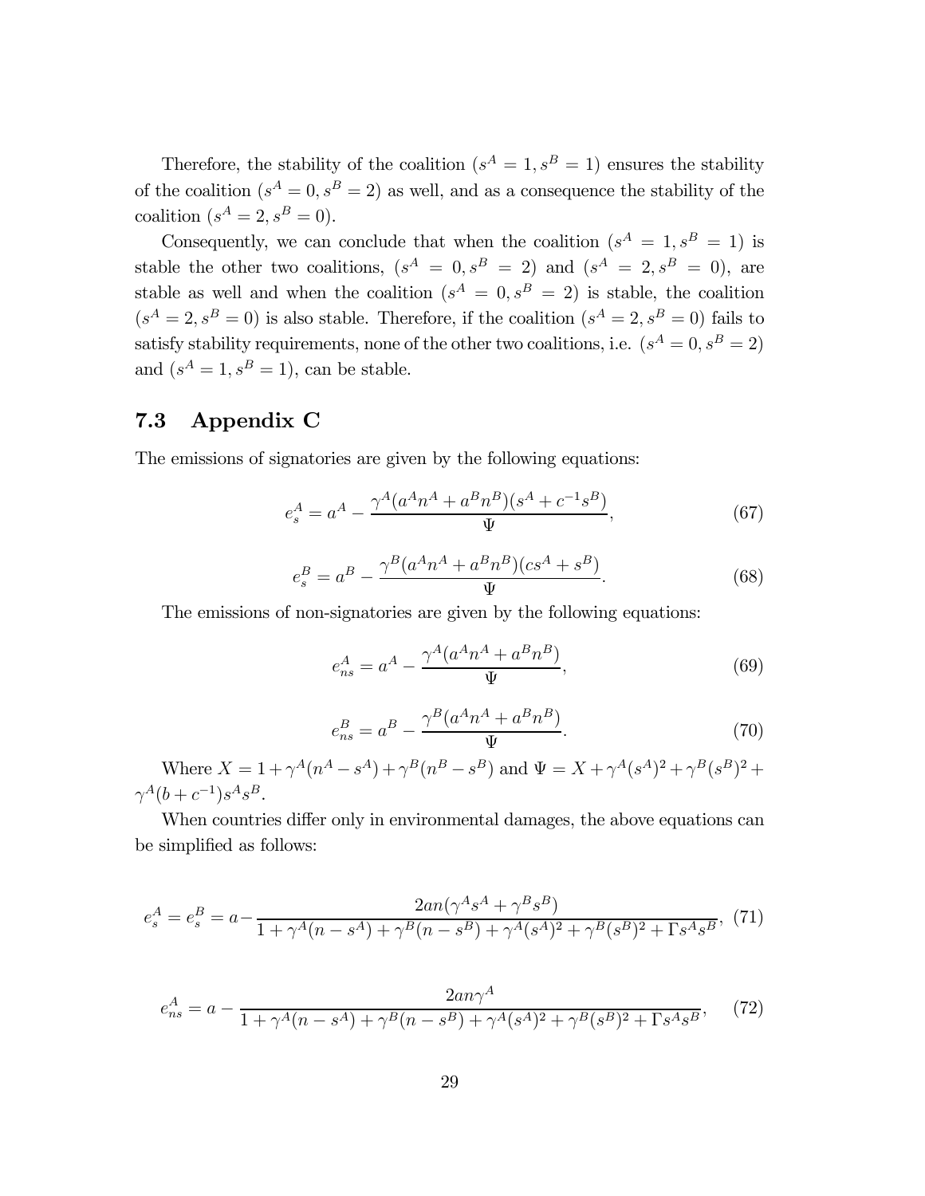Therefore, the stability of the coalition ($s^A = 1, s^B = 1$) ensures the stability of the coalition ($s^A = 0, s^B = 2$) as well, and as a consequence the stability of the coalition ($s^A = 2, s^B = 0$).

Consequently, we can conclude that when the coalition ($s^A = 1, s^B = 1$) is stable the other two coalitions, ($s^A = 0, s^B = 2$) and ($s^A = 2, s^B = 0$), are stable as well and when the coalition ($s^A = 0, s^B = 2$) is stable, the coalition ($s^A = 2, s^B = 0$) is also stable. Therefore, if the coalition ($s^A = 2, s^B = 0$) fails to satisfy stability requirements, none of the other two coalitions, i.e. ($s^A = 0, s^B = 2$) and ($s^A = 1, s^B = 1$), can be stable.

## 7.3 Appendix C

The emissions of signatories are given by the following equations:

$$e_s^A = a^A - \frac{\gamma^A(a^A n^A + a^B n^B)(s^A + c^{-1}s^B)}{\Psi}, \tag{67}$$

$$e_s^B = a^B - \frac{\gamma^B(a^A n^A + a^B n^B)(cs^A + s^B)}{\Psi}. \tag{68}$$

The emissions of non-signatories are given by the following equations:

$$e_{ns}^A = a^A - \frac{\gamma^A(a^A n^A + a^B n^B)}{\Psi}, \tag{69}$$

$$e_{ns}^B = a^B - \frac{\gamma^B(a^A n^A + a^B n^B)}{\Psi}. \tag{70}$$

Where $X = 1 + \gamma^A(n^A - s^A) + \gamma^B(n^B - s^B)$ and $\Psi = X + \gamma^A(s^A)^2 + \gamma^B(s^B)^2 + \gamma^A(b + c^{-1})s^A s^B$.

When countries differ only in environmental damages, the above equations can be simplified as follows:

$$e_s^A = e_s^B = a - \frac{2an(\gamma^A s^A + \gamma^B s^B)}{1 + \gamma^A(n - s^A) + \gamma^B(n - s^B) + \gamma^A(s^A)^2 + \gamma^B(s^B)^2 + \Gamma s^A s^B}, \tag{71}$$

$$e_{ns}^A = a - \frac{2an\gamma^A}{1 + \gamma^A(n - s^A) + \gamma^B(n - s^B) + \gamma^A(s^A)^2 + \gamma^B(s^B)^2 + \Gamma s^A s^B}, \tag{72}$$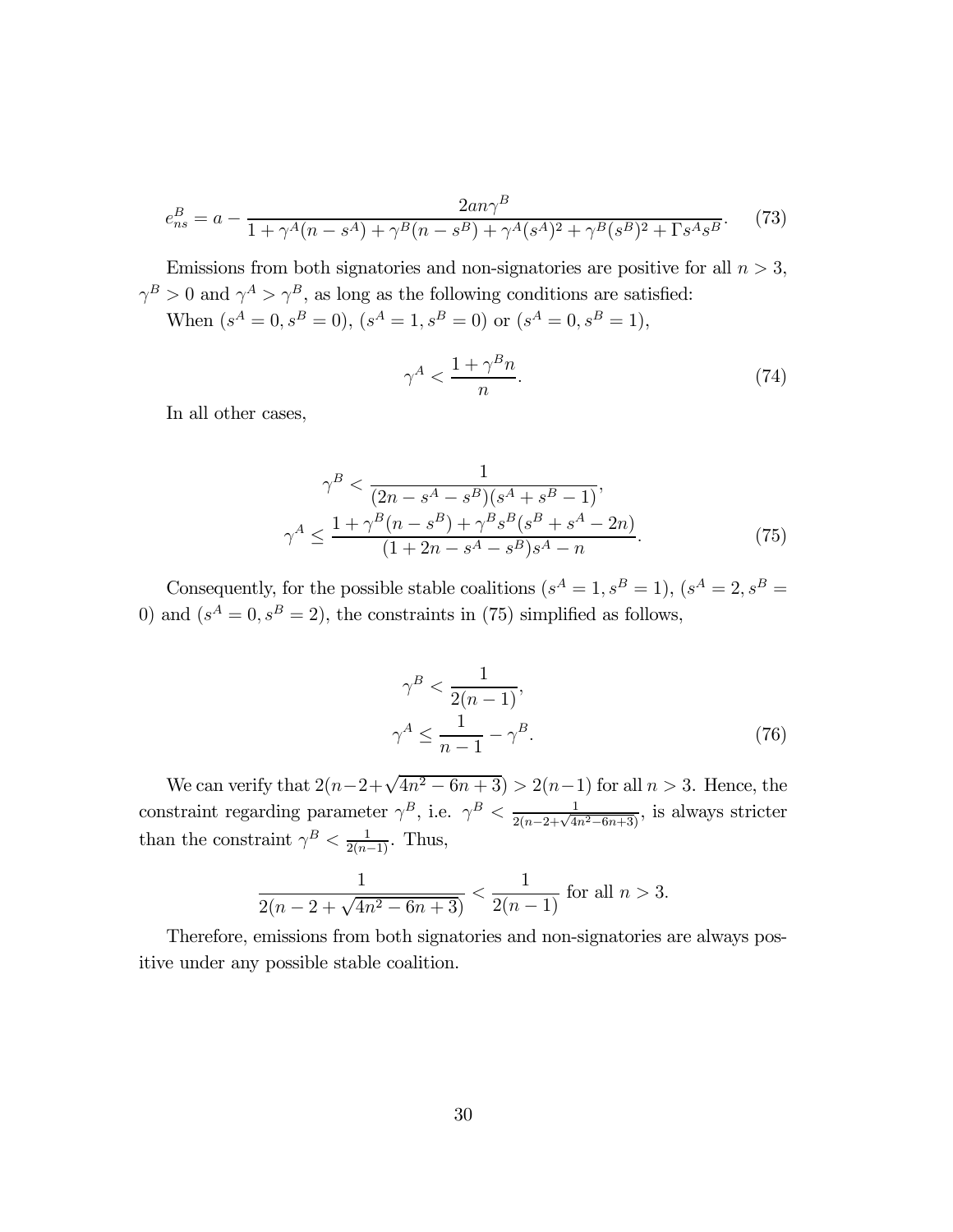$$e_{ns}^{B} = a - \frac{2an\gamma^{B}}{1+\gamma^{A}(n-s^{A})+\gamma^{B}(n-s^{B})+\gamma^{A}(s^{A})^{2}+\gamma^{B}(s^{B})^{2}+\Gamma s^{A}s^{B}}. \quad (73)$$

Emissions from both signatories and non-signatories are positive for all $n > 3$, $\gamma^B > 0$ and $\gamma^A > \gamma^B$, as long as the following conditions are satisfied:
When $(s^A = 0, s^B = 0)$, $(s^A = 1, s^B = 0)$ or $(s^A = 0, s^B = 1)$,

$$\gamma^{A} < \frac{1+\gamma^{B}n}{n}. \quad (74)$$

In all other cases,

$$\begin{aligned} \gamma^{B} &< \frac{1}{(2n-s^{A}-s^{B})(s^{A}+s^{B}-1)}, \\ \gamma^{A} &\leq \frac{1+\gamma^{B}(n-s^{B})+\gamma^{B}s^{B}(s^{B}+s^{A}-2n)}{(1+2n-s^{A}-s^{B})s^{A}-n}. \end{aligned} \quad (75)$$

Consequently, for the possible stable coalitions $(s^A = 1, s^B = 1)$, $(s^A = 2, s^B = 0)$ and $(s^A = 0, s^B = 2)$, the constraints in (75) simplified as follows,

$$\begin{aligned} \gamma^{B} &< \frac{1}{2(n-1)}, \\ \gamma^{A} &\leq \frac{1}{n-1} - \gamma^{B}. \end{aligned} \quad (76)$$

We can verify that $2(n-2+\sqrt{4n^2-6n+3}) > 2(n-1)$ for all $n > 3$. Hence, the constraint regarding parameter $\gamma^B$, i.e. $\gamma^B < \frac{1}{2(n-2+\sqrt{4n^2-6n+3})}$, is always stricter than the constraint $\gamma^B < \frac{1}{2(n-1)}$. Thus,

$$\frac{1}{2(n-2+\sqrt{4n^2-6n+3})} < \frac{1}{2(n-1)} \text{ for all } n > 3.$$

Therefore, emissions from both signatories and non-signatories are always positive under any possible stable coalition.